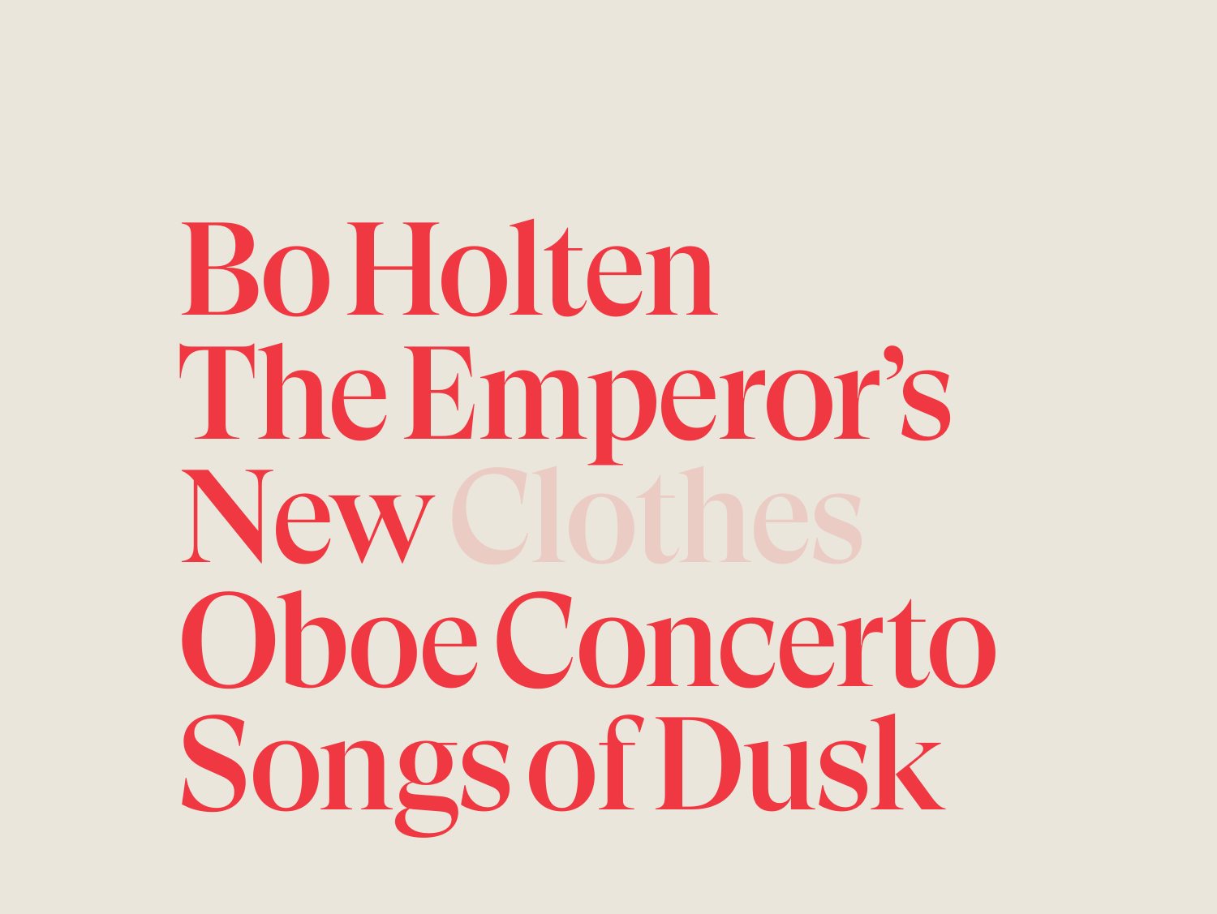# Bo Holten

## The Emperor's New Clothes

## Oboe Concerto

## Songs of Dusk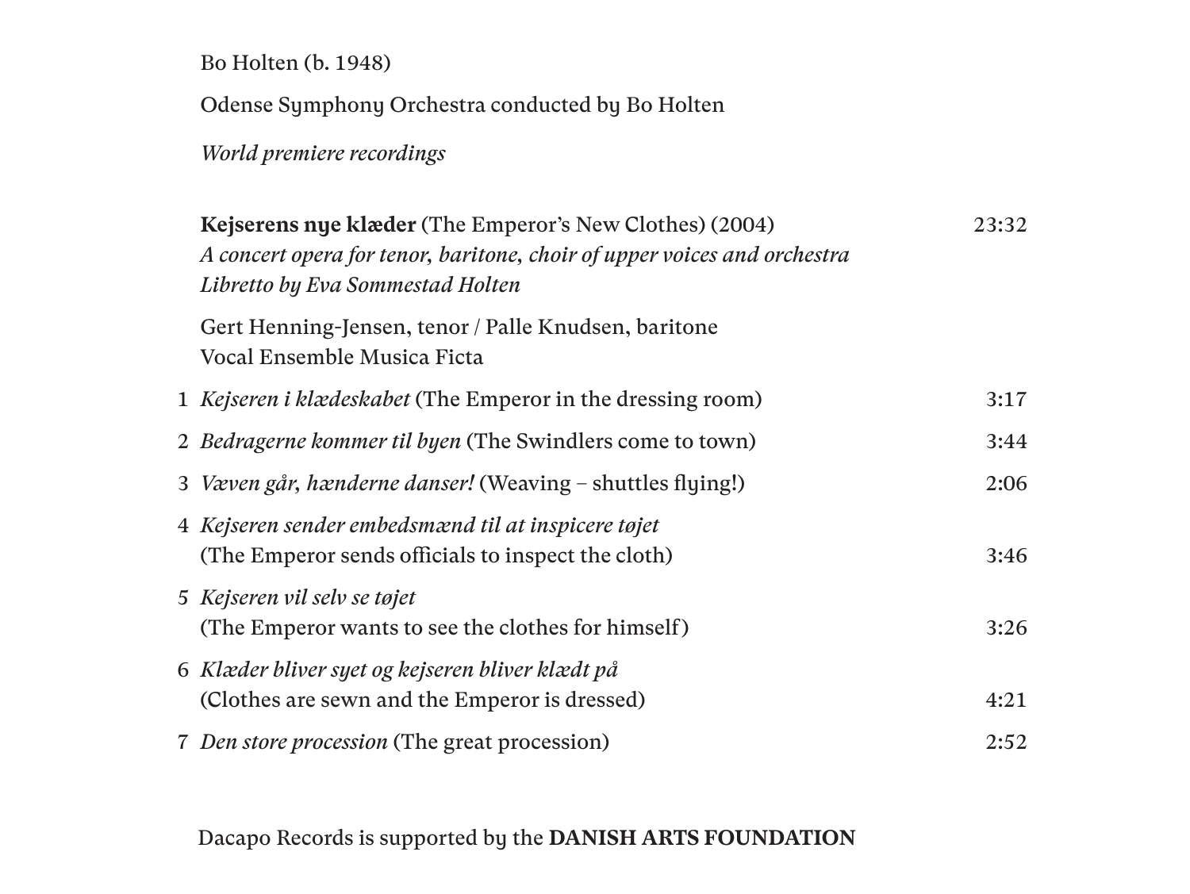Bo Holten (b. 1948)

Odense Symphony Orchestra conducted by Bo Holten

*World premiere recordings*

**Kejserens nye klæder** (The Emperor's New Clothes) (2004) 23:32
*A concert opera for tenor, baritone, choir of upper voices and orchestra*
*Libretto by Eva Sommestad Holten*

Gert Henning-Jensen, tenor / Palle Knudsen, baritone
Vocal Ensemble Musica Ficta

| | | |
|---|---|---|
| 1 | *Kejseren i klædeskabet* (The Emperor in the dressing room) | 3:17 |
| 2 | *Bedragerne kommer til byen* (The Swindlers come to town) | 3:44 |
| 3 | *Væven går, hænderne danser!* (Weaving – shuttles flying!) | 2:06 |
| 4 | *Kejseren sender embedsmænd til at inspicere tøjet* (The Emperor sends officials to inspect the cloth) | 3:46 |
| 5 | *Kejseren vil selv se tøjet* (The Emperor wants to see the clothes for himself) | 3:26 |
| 6 | *Klæder bliver syet og kejseren bliver klædt på* (Clothes are sewn and the Emperor is dressed) | 4:21 |
| 7 | *Den store procession* (The great procession) | 2:52 |

Dacapo Records is supported by the **DANISH ARTS FOUNDATION**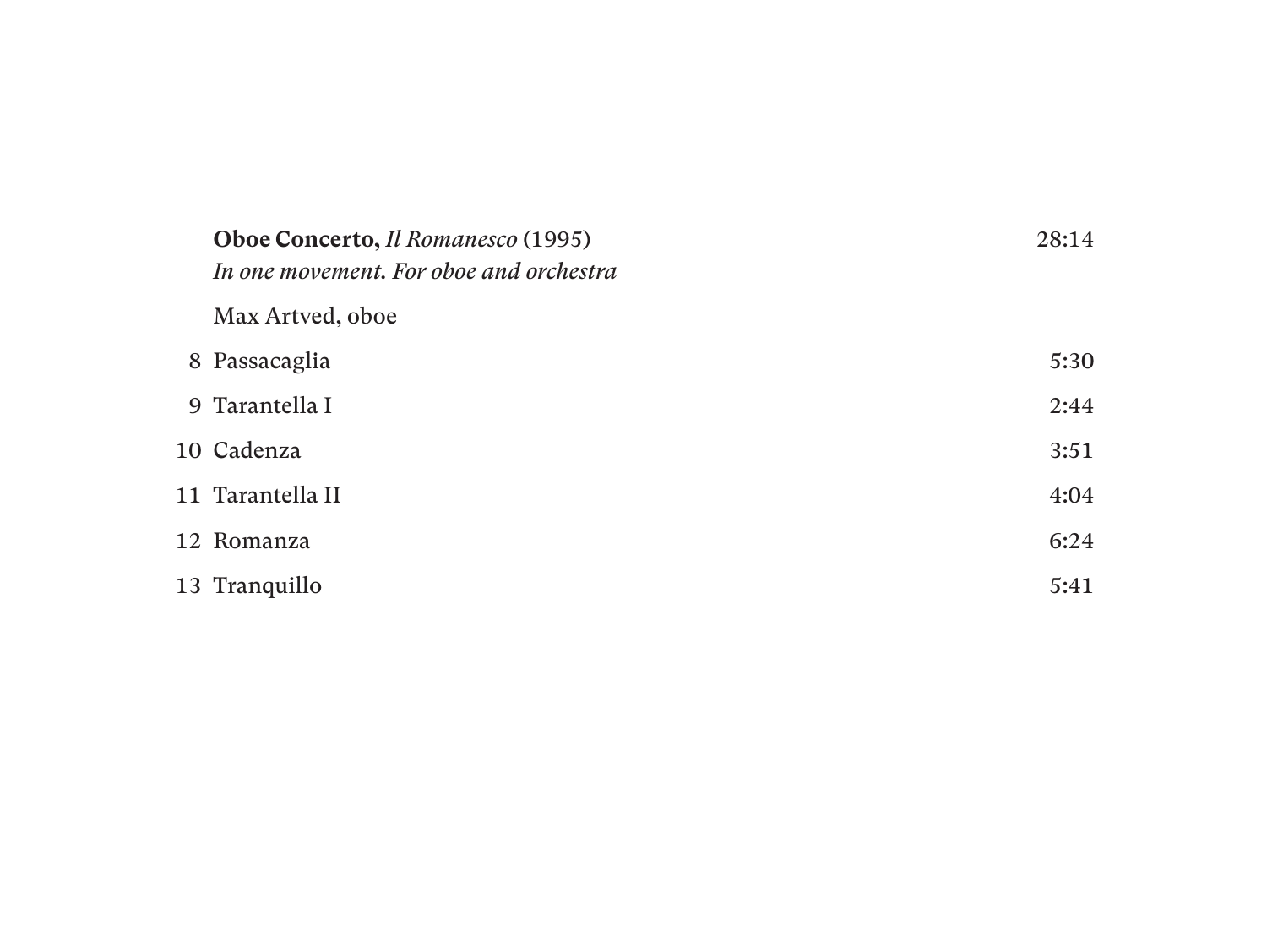**Oboe Concerto,** *Il Romanesco* (1995) 28:14
*In one movement. For oboe and orchestra*

Max Artved, oboe

| | | |
|---|---|---|
| 8 | Passacaglia | 5:30 |
| 9 | Tarantella I | 2:44 |
| 10 | Cadenza | 3:51 |
| 11 | Tarantella II | 4:04 |
| 12 | Romanza | 6:24 |
| 13 | Tranquillo | 5:41 |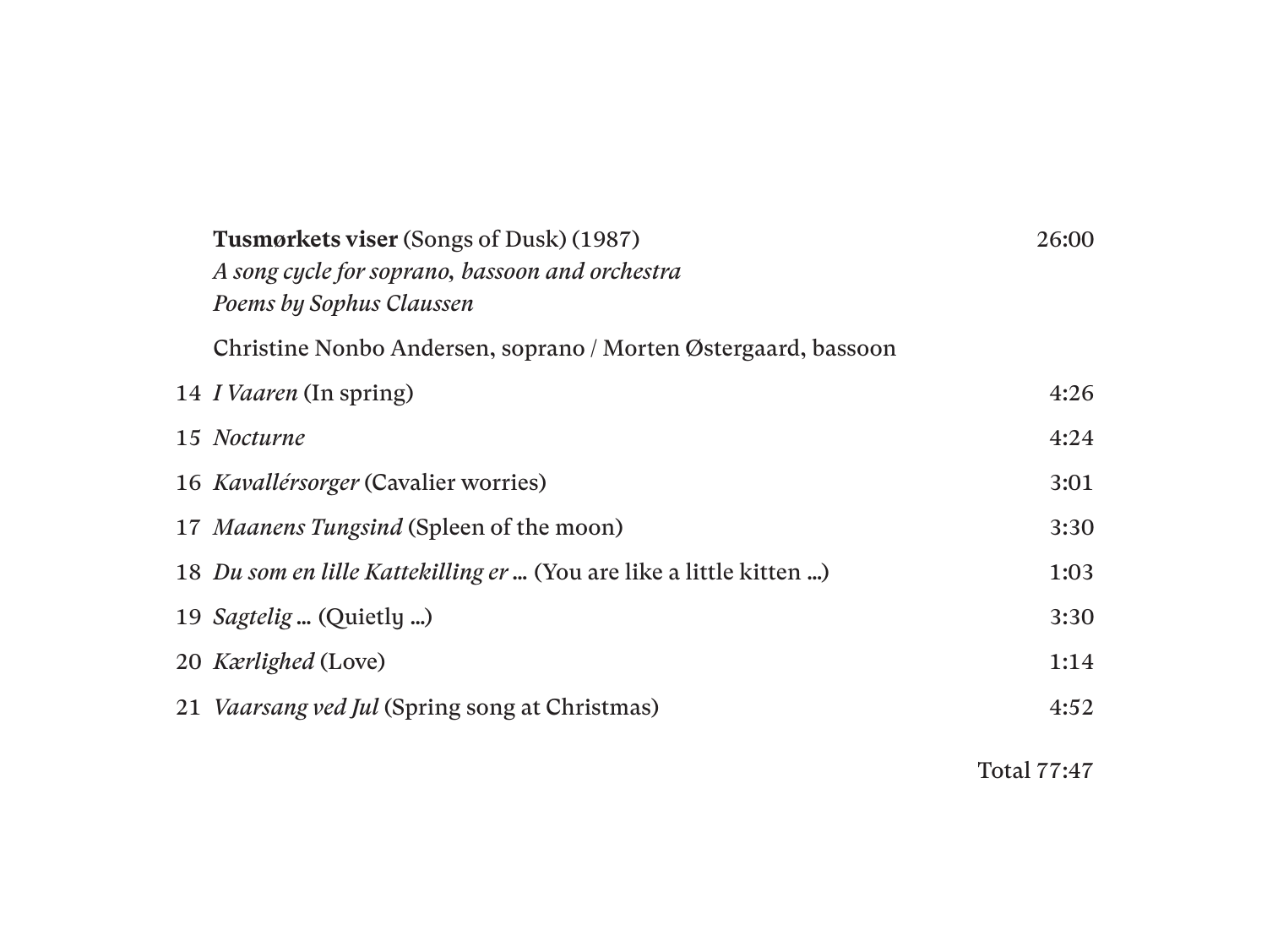**Tusmørkets viser** (Songs of Dusk) (1987) 26:00

*A song cycle for soprano, bassoon and orchestra*
*Poems by Sophus Claussen*

Christine Nonbo Andersen, soprano / Morten Østergaard, bassoon

| | | |
|---|---|---|
| 14 | *I Vaaren* (In spring) | 4:26 |
| 15 | *Nocturne* | 4:24 |
| 16 | *Kavallérsorger* (Cavalier worries) | 3:01 |
| 17 | *Maanens Tungsind* (Spleen of the moon) | 3:30 |
| 18 | *Du som en lille Kattekilling er …* (You are like a little kitten …) | 1:03 |
| 19 | *Sagtelig …* (Quietly …) | 3:30 |
| 20 | *Kærlighed* (Love) | 1:14 |
| 21 | *Vaarsang ved Jul* (Spring song at Christmas) | 4:52 |

Total 77:47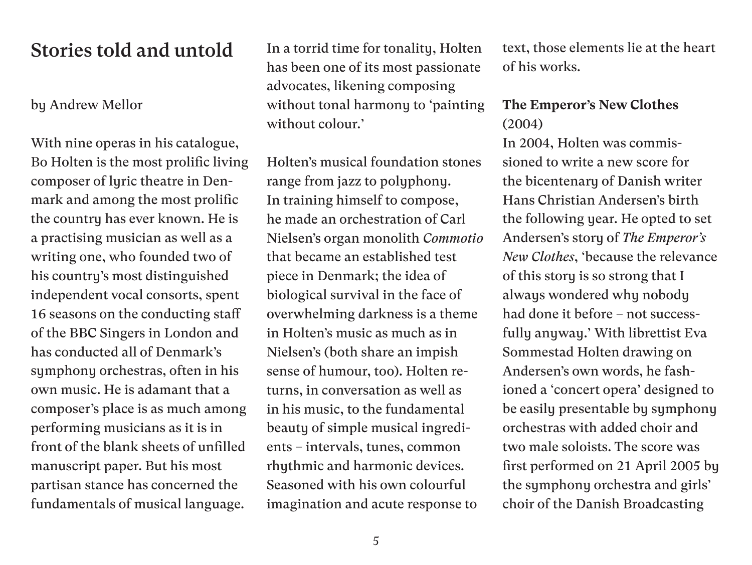# Stories told and untold

by Andrew Mellor

With nine operas in his catalogue, Bo Holten is the most prolific living composer of lyric theatre in Denmark and among the most prolific the country has ever known. He is a practising musician as well as a writing one, who founded two of his country's most distinguished independent vocal consorts, spent 16 seasons on the conducting staff of the BBC Singers in London and has conducted all of Denmark's symphony orchestras, often in his own music. He is adamant that a composer's place is as much among performing musicians as it is in front of the blank sheets of unfilled manuscript paper. But his most partisan stance has concerned the fundamentals of musical language. In a torrid time for tonality, Holten has been one of its most passionate advocates, likening composing without tonal harmony to 'painting without colour.'

Holten's musical foundation stones range from jazz to polyphony. In training himself to compose, he made an orchestration of Carl Nielsen's organ monolith *Commotio* that became an established test piece in Denmark; the idea of biological survival in the face of overwhelming darkness is a theme in Holten's music as much as in Nielsen's (both share an impish sense of humour, too). Holten returns, in conversation as well as in his music, to the fundamental beauty of simple musical ingredients – intervals, tunes, common rhythmic and harmonic devices. Seasoned with his own colourful imagination and acute response to text, those elements lie at the heart of his works.

**The Emperor's New Clothes** (2004)
In 2004, Holten was commissioned to write a new score for the bicentenary of Danish writer Hans Christian Andersen's birth the following year. He opted to set Andersen's story of *The Emperor's New Clothes*, 'because the relevance of this story is so strong that I always wondered why nobody had done it before – not successfully anyway.' With librettist Eva Sommestad Holten drawing on Andersen's own words, he fashioned a 'concert opera' designed to be easily presentable by symphony orchestras with added choir and two male soloists. The score was first performed on 21 April 2005 by the symphony orchestra and girls' choir of the Danish Broadcasting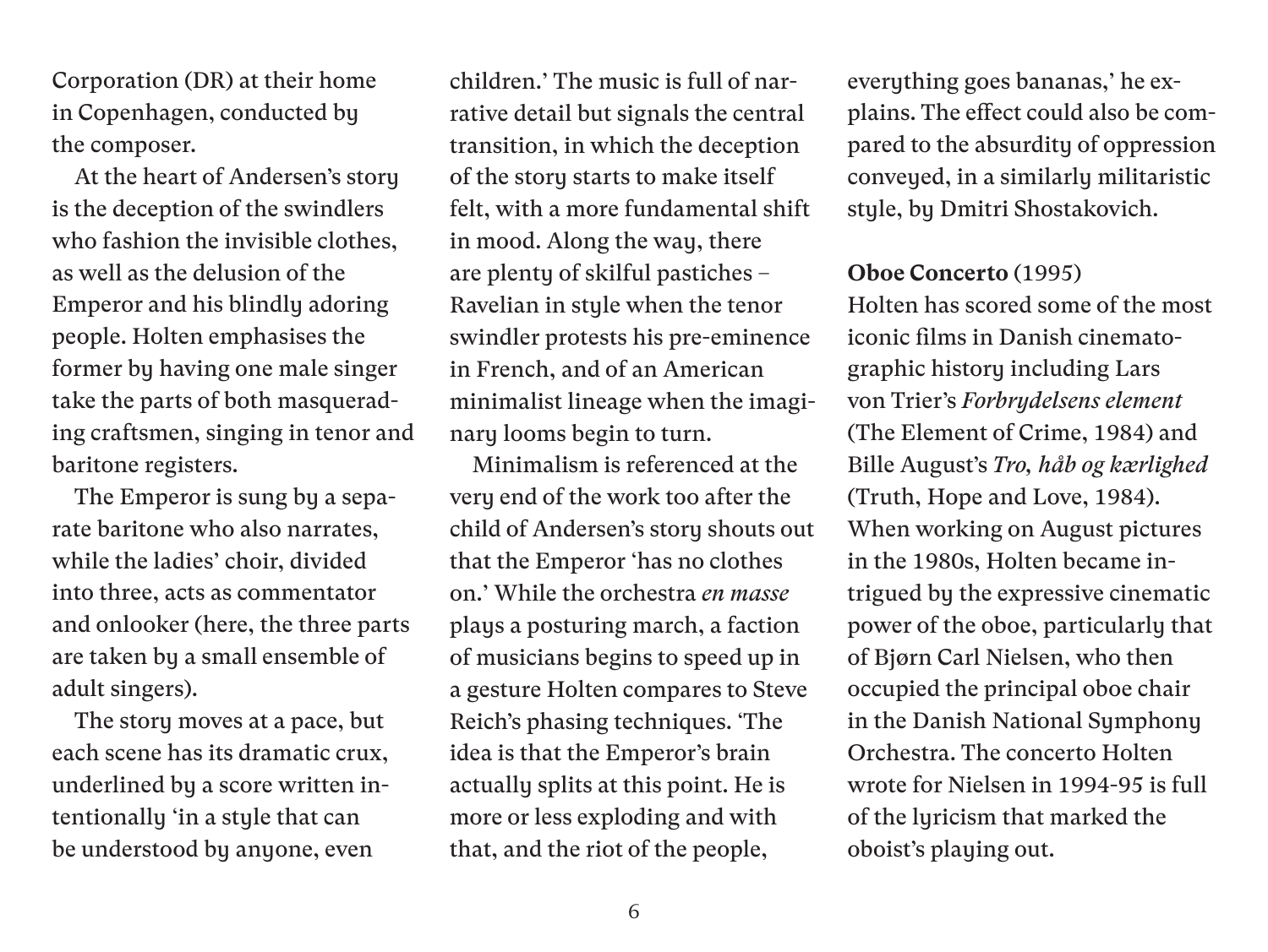Corporation (DR) at their home in Copenhagen, conducted by the composer.

At the heart of Andersen's story is the deception of the swindlers who fashion the invisible clothes, as well as the delusion of the Emperor and his blindly adoring people. Holten emphasises the former by having one male singer take the parts of both masquerading craftsmen, singing in tenor and baritone registers.

The Emperor is sung by a separate baritone who also narrates, while the ladies' choir, divided into three, acts as commentator and onlooker (here, the three parts are taken by a small ensemble of adult singers).

The story moves at a pace, but each scene has its dramatic crux, underlined by a score written intentionally 'in a style that can be understood by anyone, even children.' The music is full of narrative detail but signals the central transition, in which the deception of the story starts to make itself felt, with a more fundamental shift in mood. Along the way, there are plenty of skilful pastiches – Ravelian in style when the tenor swindler protests his pre-eminence in French, and of an American minimalist lineage when the imaginary looms begin to turn.

Minimalism is referenced at the very end of the work too after the child of Andersen's story shouts out that the Emperor 'has no clothes on.' While the orchestra *en masse* plays a posturing march, a faction of musicians begins to speed up in a gesture Holten compares to Steve Reich's phasing techniques. 'The idea is that the Emperor's brain actually splits at this point. He is more or less exploding and with that, and the riot of the people, everything goes bananas,' he explains. The effect could also be compared to the absurdity of oppression conveyed, in a similarly militaristic style, by Dmitri Shostakovich.

**Oboe Concerto** (1995)
Holten has scored some of the most iconic films in Danish cinematographic history including Lars von Trier's *Forbrydelsens element* (The Element of Crime, 1984) and Bille August's *Tro, håb og kærlighed* (Truth, Hope and Love, 1984). When working on August pictures in the 1980s, Holten became intrigued by the expressive cinematic power of the oboe, particularly that of Bjørn Carl Nielsen, who then occupied the principal oboe chair in the Danish National Symphony Orchestra. The concerto Holten wrote for Nielsen in 1994-95 is full of the lyricism that marked the oboist's playing out.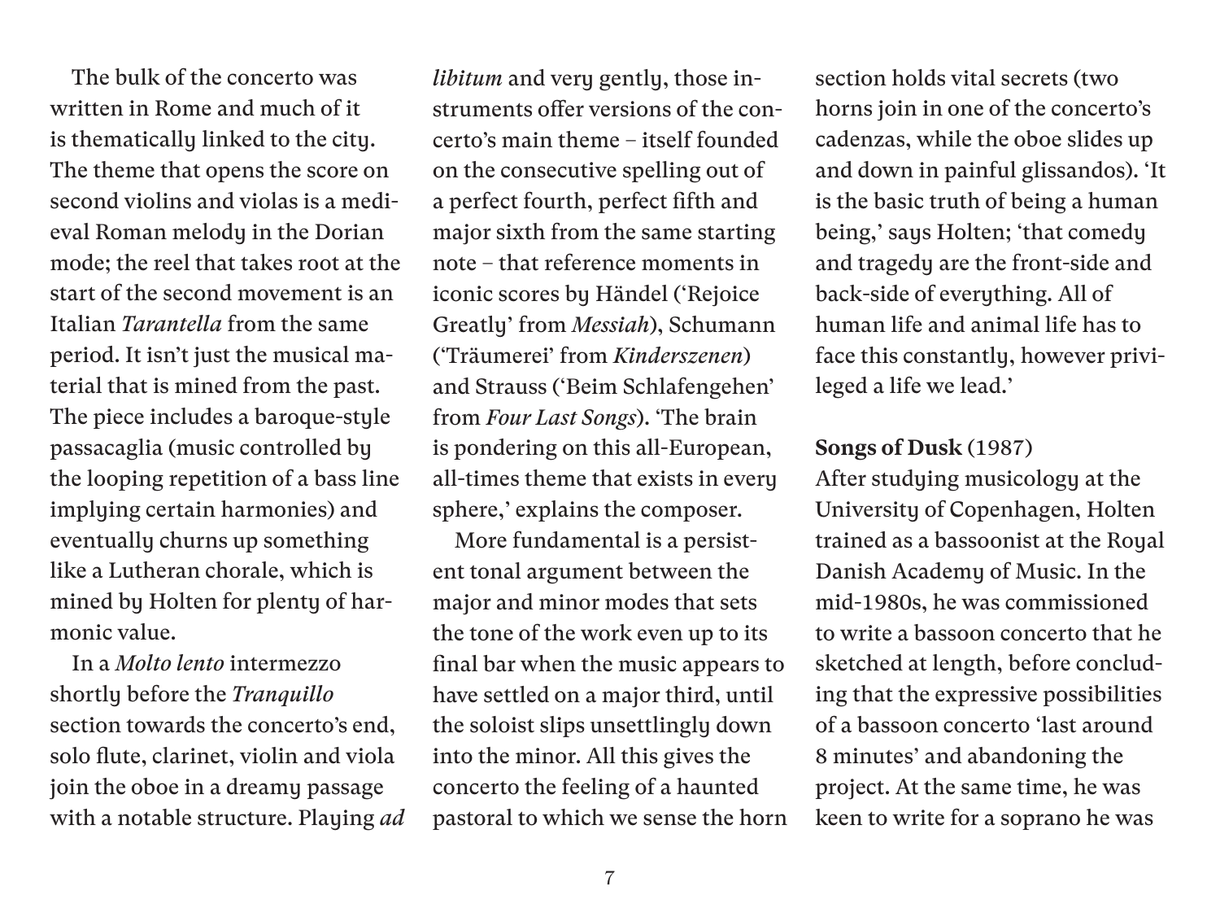The bulk of the concerto was written in Rome and much of it is thematically linked to the city. The theme that opens the score on second violins and violas is a medieval Roman melody in the Dorian mode; the reel that takes root at the start of the second movement is an Italian *Tarantella* from the same period. It isn't just the musical material that is mined from the past. The piece includes a baroque-style passacaglia (music controlled by the looping repetition of a bass line implying certain harmonies) and eventually churns up something like a Lutheran chorale, which is mined by Holten for plenty of harmonic value.

In a *Molto lento* intermezzo shortly before the *Tranquillo* section towards the concerto's end, solo flute, clarinet, violin and viola join the oboe in a dreamy passage with a notable structure. Playing *ad libitum* and very gently, those instruments offer versions of the concerto's main theme – itself founded on the consecutive spelling out of a perfect fourth, perfect fifth and major sixth from the same starting note – that reference moments in iconic scores by Händel ('Rejoice Greatly' from *Messiah*), Schumann ('Träumerei' from *Kinderszenen*) and Strauss ('Beim Schlafengehen' from *Four Last Songs*). 'The brain is pondering on this all-European, all-times theme that exists in every sphere,' explains the composer.

More fundamental is a persistent tonal argument between the major and minor modes that sets the tone of the work even up to its final bar when the music appears to have settled on a major third, until the soloist slips unsettlingly down into the minor. All this gives the concerto the feeling of a haunted pastoral to which we sense the horn section holds vital secrets (two horns join in one of the concerto's cadenzas, while the oboe slides up and down in painful glissandos). 'It is the basic truth of being a human being,' says Holten; 'that comedy and tragedy are the front-side and back-side of everything. All of human life and animal life has to face this constantly, however privileged a life we lead.'

**Songs of Dusk** (1987)
After studying musicology at the University of Copenhagen, Holten trained as a bassoonist at the Royal Danish Academy of Music. In the mid-1980s, he was commissioned to write a bassoon concerto that he sketched at length, before concluding that the expressive possibilities of a bassoon concerto 'last around 8 minutes' and abandoning the project. At the same time, he was keen to write for a soprano he was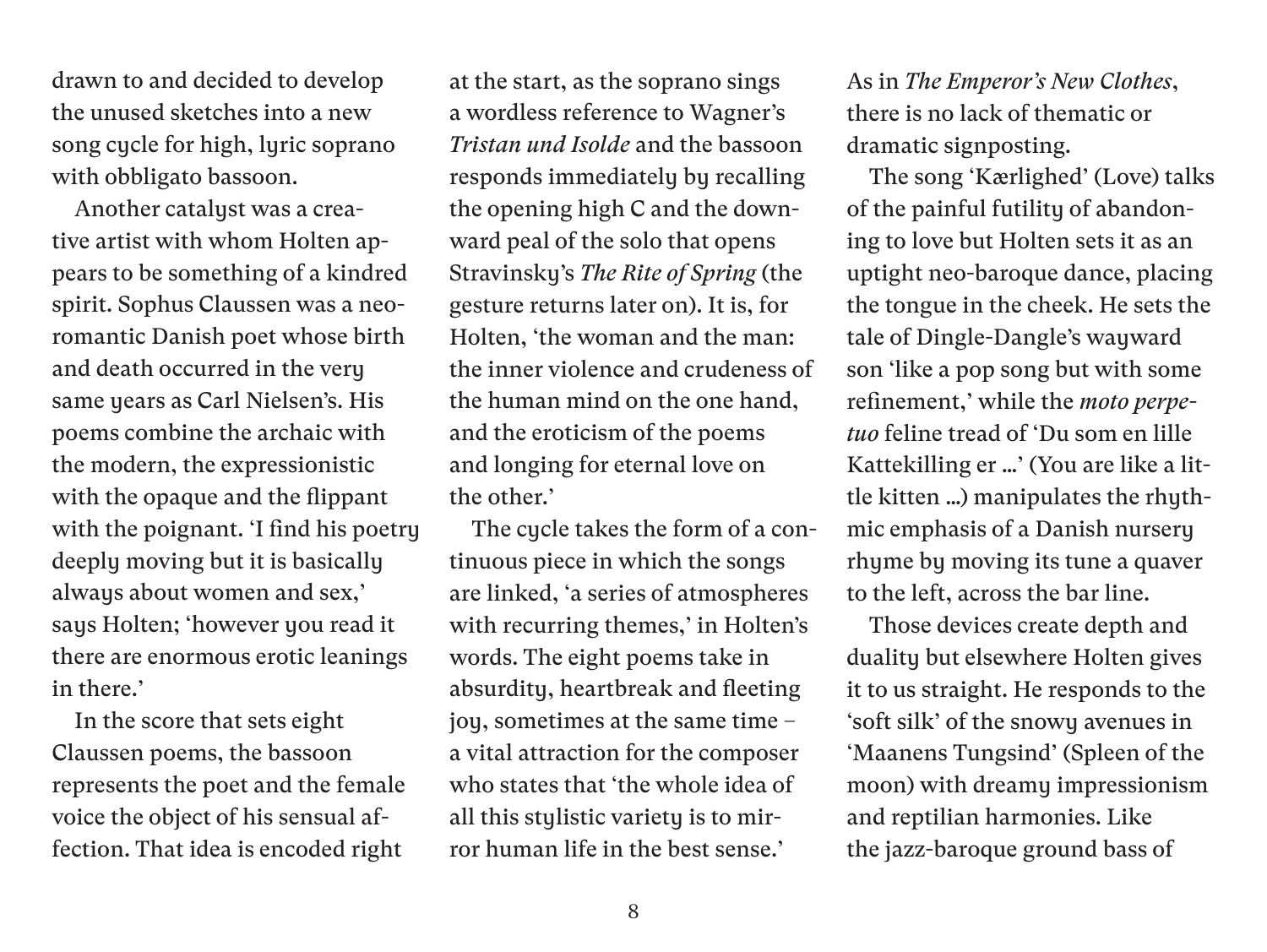drawn to and decided to develop the unused sketches into a new song cycle for high, lyric soprano with obbligato bassoon.

Another catalyst was a creative artist with whom Holten appears to be something of a kindred spirit. Sophus Claussen was a neo-romantic Danish poet whose birth and death occurred in the very same years as Carl Nielsen's. His poems combine the archaic with the modern, the expressionistic with the opaque and the flippant with the poignant. 'I find his poetry deeply moving but it is basically always about women and sex,' says Holten; 'however you read it there are enormous erotic leanings in there.'

In the score that sets eight Claussen poems, the bassoon represents the poet and the female voice the object of his sensual affection. That idea is encoded right at the start, as the soprano sings a wordless reference to Wagner's *Tristan und Isolde* and the bassoon responds immediately by recalling the opening high C and the downward peal of the solo that opens Stravinsky's *The Rite of Spring* (the gesture returns later on). It is, for Holten, 'the woman and the man: the inner violence and crudeness of the human mind on the one hand, and the eroticism of the poems and longing for eternal love on the other.'

The cycle takes the form of a continuous piece in which the songs are linked, 'a series of atmospheres with recurring themes,' in Holten's words. The eight poems take in absurdity, heartbreak and fleeting joy, sometimes at the same time – a vital attraction for the composer who states that 'the whole idea of all this stylistic variety is to mirror human life in the best sense.' As in *The Emperor's New Clothes*, there is no lack of thematic or dramatic signposting.

The song 'Kærlighed' (Love) talks of the painful futility of abandoning to love but Holten sets it as an uptight neo-baroque dance, placing the tongue in the cheek. He sets the tale of Dingle-Dangle's wayward son 'like a pop song but with some refinement,' while the *moto perpetuo* feline tread of 'Du som en lille Kattekilling er …' (You are like a little kitten …) manipulates the rhythmic emphasis of a Danish nursery rhyme by moving its tune a quaver to the left, across the bar line.

Those devices create depth and duality but elsewhere Holten gives it to us straight. He responds to the 'soft silk' of the snowy avenues in 'Maanens Tungsind' (Spleen of the moon) with dreamy impressionism and reptilian harmonies. Like the jazz-baroque ground bass of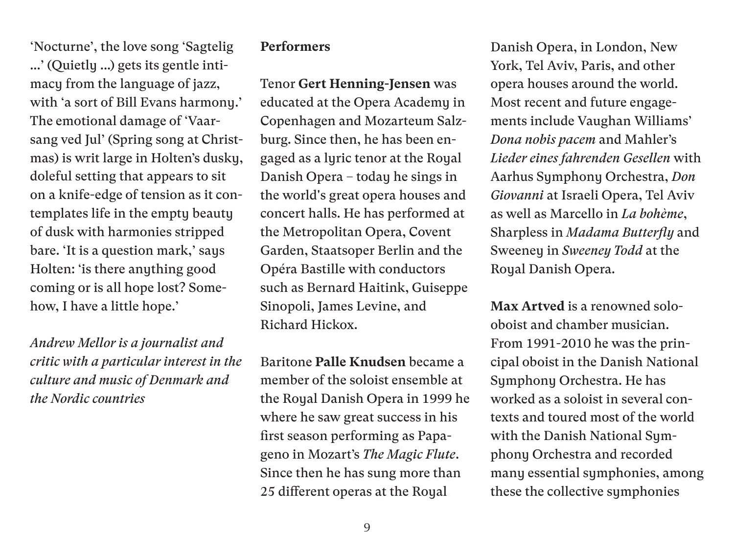'Nocturne', the love song 'Sagtelig …' (Quietly …) gets its gentle intimacy from the language of jazz, with 'a sort of Bill Evans harmony.' The emotional damage of 'Vaarsang ved Jul' (Spring song at Christmas) is writ large in Holten's dusky, doleful setting that appears to sit on a knife-edge of tension as it contemplates life in the empty beauty of dusk with harmonies stripped bare. 'It is a question mark,' says Holten: 'is there anything good coming or is all hope lost? Somehow, I have a little hope.'

*Andrew Mellor is a journalist and critic with a particular interest in the culture and music of Denmark and the Nordic countries*

**Performers**

Tenor **Gert Henning-Jensen** was educated at the Opera Academy in Copenhagen and Mozarteum Salzburg. Since then, he has been engaged as a lyric tenor at the Royal Danish Opera – today he sings in the world's great opera houses and concert halls. He has performed at the Metropolitan Opera, Covent Garden, Staatsoper Berlin and the Opéra Bastille with conductors such as Bernard Haitink, Guiseppe Sinopoli, James Levine, and Richard Hickox.

Baritone **Palle Knudsen** became a member of the soloist ensemble at the Royal Danish Opera in 1999 he where he saw great success in his first season performing as Papageno in Mozart's *The Magic Flute*. Since then he has sung more than 25 different operas at the Royal Danish Opera, in London, New York, Tel Aviv, Paris, and other opera houses around the world. Most recent and future engagements include Vaughan Williams' *Dona nobis pacem* and Mahler's *Lieder eines fahrenden Gesellen* with Aarhus Symphony Orchestra, *Don Giovanni* at Israeli Opera, Tel Aviv as well as Marcello in *La bohème*, Sharpless in *Madama Butterfly* and Sweeney in *Sweeney Todd* at the Royal Danish Opera.

**Max Artved** is a renowned solo-oboist and chamber musician. From 1991-2010 he was the principal oboist in the Danish National Symphony Orchestra. He has worked as a soloist in several contexts and toured most of the world with the Danish National Symphony Orchestra and recorded many essential symphonies, among these the collective symphonies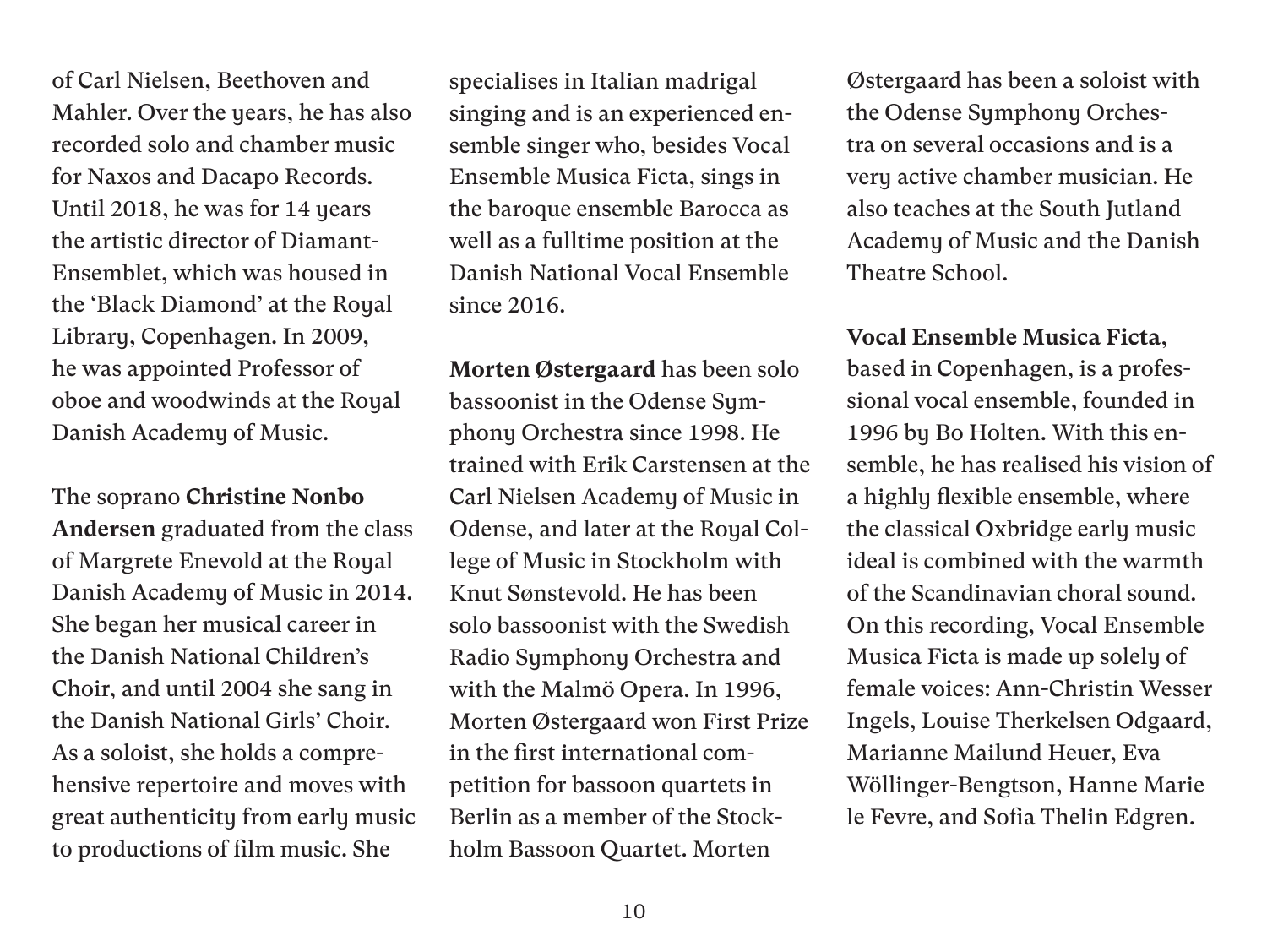of Carl Nielsen, Beethoven and Mahler. Over the years, he has also recorded solo and chamber music for Naxos and Dacapo Records. Until 2018, he was for 14 years the artistic director of Diamant-Ensemblet, which was housed in the 'Black Diamond' at the Royal Library, Copenhagen. In 2009, he was appointed Professor of oboe and woodwinds at the Royal Danish Academy of Music.

The soprano **Christine Nonbo Andersen** graduated from the class of Margrete Enevold at the Royal Danish Academy of Music in 2014. She began her musical career in the Danish National Children's Choir, and until 2004 she sang in the Danish National Girls' Choir. As a soloist, she holds a comprehensive repertoire and moves with great authenticity from early music to productions of film music. She specialises in Italian madrigal singing and is an experienced ensemble singer who, besides Vocal Ensemble Musica Ficta, sings in the baroque ensemble Barocca as well as a fulltime position at the Danish National Vocal Ensemble since 2016.

**Morten Østergaard** has been solo bassoonist in the Odense Symphony Orchestra since 1998. He trained with Erik Carstensen at the Carl Nielsen Academy of Music in Odense, and later at the Royal College of Music in Stockholm with Knut Sønstevold. He has been solo bassoonist with the Swedish Radio Symphony Orchestra and with the Malmö Opera. In 1996, Morten Østergaard won First Prize in the first international competition for bassoon quartets in Berlin as a member of the Stockholm Bassoon Quartet. Morten Østergaard has been a soloist with the Odense Symphony Orchestra on several occasions and is a very active chamber musician. He also teaches at the South Jutland Academy of Music and the Danish Theatre School.

**Vocal Ensemble Musica Ficta**, based in Copenhagen, is a professional vocal ensemble, founded in 1996 by Bo Holten. With this ensemble, he has realised his vision of a highly flexible ensemble, where the classical Oxbridge early music ideal is combined with the warmth of the Scandinavian choral sound. On this recording, Vocal Ensemble Musica Ficta is made up solely of female voices: Ann-Christin Wesser Ingels, Louise Therkelsen Odgaard, Marianne Mailund Heuer, Eva Wöllinger-Bengtson, Hanne Marie le Fevre, and Sofia Thelin Edgren.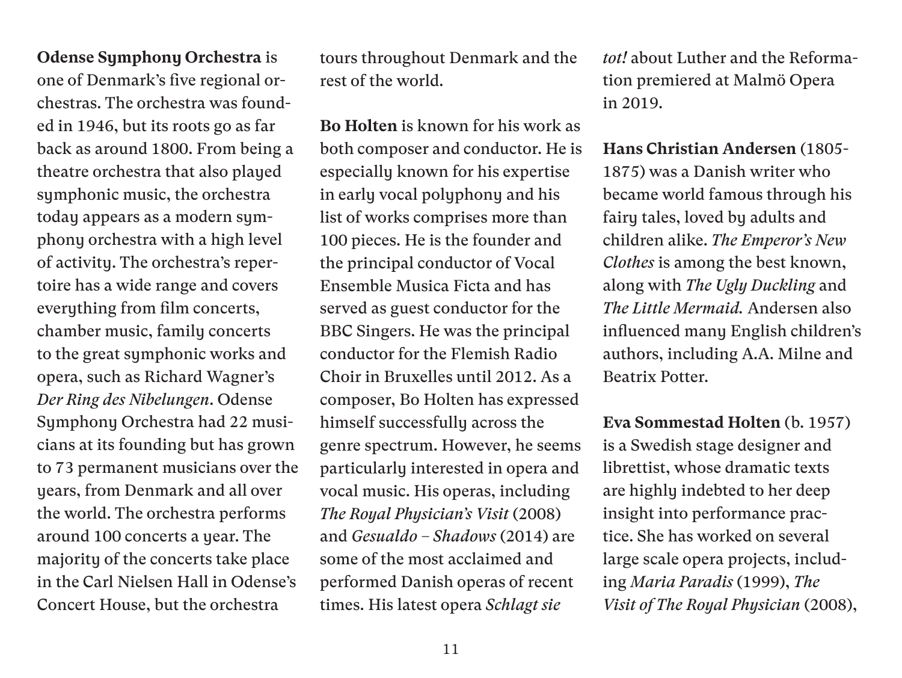**Odense Symphony Orchestra** is one of Denmark's five regional orchestras. The orchestra was founded in 1946, but its roots go as far back as around 1800. From being a theatre orchestra that also played symphonic music, the orchestra today appears as a modern symphony orchestra with a high level of activity. The orchestra's repertoire has a wide range and covers everything from film concerts, chamber music, family concerts to the great symphonic works and opera, such as Richard Wagner's *Der Ring des Nibelungen*. Odense Symphony Orchestra had 22 musicians at its founding but has grown to 73 permanent musicians over the years, from Denmark and all over the world. The orchestra performs around 100 concerts a year. The majority of the concerts take place in the Carl Nielsen Hall in Odense's Concert House, but the orchestra tours throughout Denmark and the rest of the world.

**Bo Holten** is known for his work as both composer and conductor. He is especially known for his expertise in early vocal polyphony and his list of works comprises more than 100 pieces. He is the founder and the principal conductor of Vocal Ensemble Musica Ficta and has served as guest conductor for the BBC Singers. He was the principal conductor for the Flemish Radio Choir in Bruxelles until 2012. As a composer, Bo Holten has expressed himself successfully across the genre spectrum. However, he seems particularly interested in opera and vocal music. His operas, including *The Royal Physician's Visit* (2008) and *Gesualdo – Shadows* (2014) are some of the most acclaimed and performed Danish operas of recent times. His latest opera *Schlagt sie tot!* about Luther and the Reformation premiered at Malmö Opera in 2019.

**Hans Christian Andersen** (1805-1875) was a Danish writer who became world famous through his fairy tales, loved by adults and children alike. *The Emperor's New Clothes* is among the best known, along with *The Ugly Duckling* and *The Little Mermaid.* Andersen also influenced many English children's authors, including A.A. Milne and Beatrix Potter.

**Eva Sommestad Holten** (b. 1957) is a Swedish stage designer and librettist, whose dramatic texts are highly indebted to her deep insight into performance practice. She has worked on several large scale opera projects, including *Maria Paradis* (1999), *The Visit of The Royal Physician* (2008),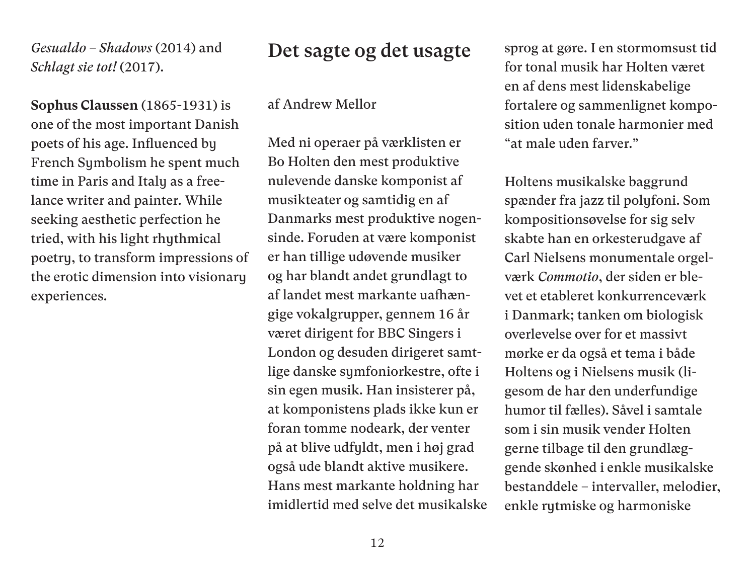*Gesualdo – Shadows* (2014) and *Schlagt sie tot!* (2017).

**Sophus Claussen** (1865-1931) is one of the most important Danish poets of his age. Influenced by French Symbolism he spent much time in Paris and Italy as a freelance writer and painter. While seeking aesthetic perfection he tried, with his light rhythmical poetry, to transform impressions of the erotic dimension into visionary experiences.

## Det sagte og det usagte

af Andrew Mellor

Med ni operaer på værklisten er Bo Holten den mest produktive nulevende danske komponist af musikteater og samtidig en af Danmarks mest produktive nogensinde. Foruden at være komponist er han tillige udøvende musiker og har blandt andet grundlagt to af landet mest markante uafhængige vokalgrupper, gennem 16 år været dirigent for BBC Singers i London og desuden dirigeret samtlige danske symfoniorkestre, ofte i sin egen musik. Han insisterer på, at komponistens plads ikke kun er foran tomme nodeark, der venter på at blive udfyldt, men i høj grad også ude blandt aktive musikere. Hans mest markante holdning har imidlertid med selve det musikalske sprog at gøre. I en stormomsust tid for tonal musik har Holten været en af dens mest lidenskabelige fortalere og sammenlignet komposition uden tonale harmonier med "at male uden farver."

Holtens musikalske baggrund spænder fra jazz til polyfoni. Som kompositionsøvelse for sig selv skabte han en orkesterudgave af Carl Nielsens monumentale orgelværk *Commotio*, der siden er blevet et etableret konkurrenceværk i Danmark; tanken om biologisk overlevelse over for et massivt mørke er da også et tema i både Holtens og i Nielsens musik (ligesom de har den underfundige humor til fælles). Såvel i samtale som i sin musik vender Holten gerne tilbage til den grundlæggende skønhed i enkle musikalske bestanddele – intervaller, melodier, enkle rytmiske og harmoniske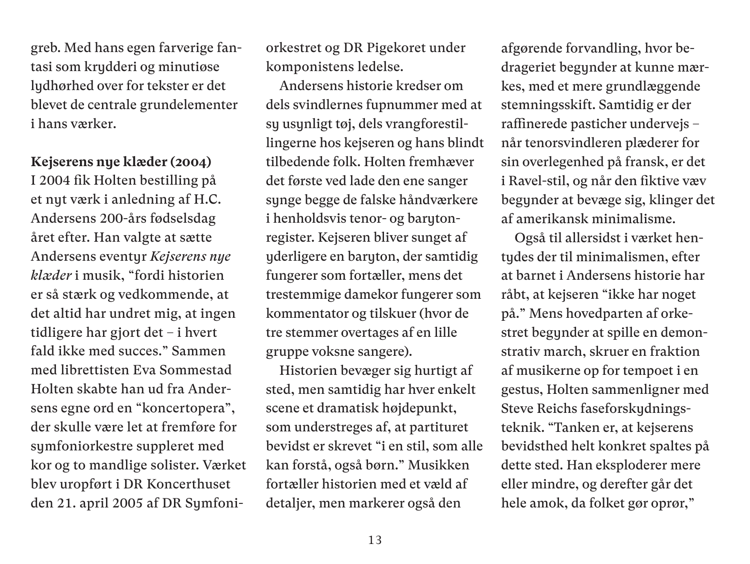greb. Med hans egen farverige fantasi som krydderi og minutiøse lydhørhed over for tekster er det blevet de centrale grundelementer i hans værker.

**Kejserens nye klæder (2004)**
I 2004 fik Holten bestilling på et nyt værk i anledning af H.C. Andersens 200-års fødselsdag året efter. Han valgte at sætte Andersens eventyr *Kejserens nye klæder* i musik, "fordi historien er så stærk og vedkommende, at det altid har undret mig, at ingen tidligere har gjort det – i hvert fald ikke med succes." Sammen med librettisten Eva Sommestad Holten skabte han ud fra Andersens egne ord en "koncertopera", der skulle være let at fremføre for symfoniorkestre suppleret med kor og to mandlige solister. Værket blev uropført i DR Koncerthuset den 21. april 2005 af DR Symfoniorkestret og DR Pigekoret under komponistens ledelse.

Andersens historie kredser om dels svindlernes fupnummer med at sy usynligt tøj, dels vrangforestillingerne hos kejseren og hans blindt tilbedende folk. Holten fremhæver det første ved lade den ene sanger synge begge de falske håndværkere i henholdsvis tenor- og barytonregister. Kejseren bliver sunget af yderligere en baryton, der samtidig fungerer som fortæller, mens det trestemmige damekor fungerer som kommentator og tilskuer (hvor de tre stemmer overtages af en lille gruppe voksne sangere).

Historien bevæger sig hurtigt af sted, men samtidig har hver enkelt scene et dramatisk højdepunkt, som understreges af, at partituret bevidst er skrevet "i en stil, som alle kan forstå, også børn." Musikken fortæller historien med et væld af detaljer, men markerer også den afgørende forvandling, hvor bedrageriet begynder at kunne mærkes, med et mere grundlæggende stemningsskift. Samtidig er der raffinerede pasticher undervejs – når tenorsvindleren plæderer for sin overlegenhed på fransk, er det i Ravel-stil, og når den fiktive væv begynder at bevæge sig, klinger det af amerikansk minimalisme.

Også til allersidst i værket hentydes der til minimalismen, efter at barnet i Andersens historie har råbt, at kejseren "ikke har noget på." Mens hovedparten af orkestret begynder at spille en demonstrativ march, skruer en fraktion af musikerne op for tempoet i en gestus, Holten sammenligner med Steve Reichs faseforskydningsteknik. "Tanken er, at kejserens bevidsthed helt konkret spaltes på dette sted. Han eksploderer mere eller mindre, og derefter går det hele amok, da folket gør oprør,"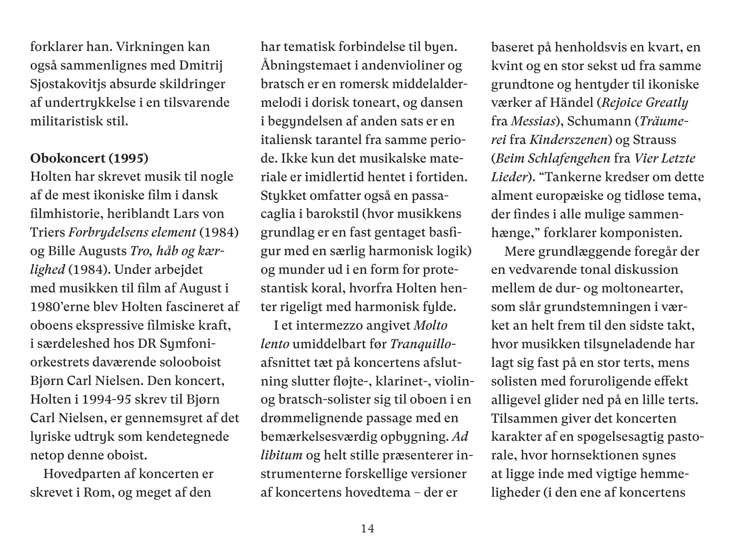forklarer han. Virkningen kan også sammenlignes med Dmitrij Sjostakovitjs absurde skildringer af undertrykkelse i en tilsvarende militaristisk stil.

**Obokoncert (1995)**

Holten har skrevet musik til nogle af de mest ikoniske film i dansk filmhistorie, heriblandt Lars von Triers *Forbrydelsens element* (1984) og Bille Augusts *Tro, håb og kærlighed* (1984). Under arbejdet med musikken til film af August i 1980'erne blev Holten fascineret af oboens ekspressive filmiske kraft, i særdeleshed hos DR Symfoniorkestrets daværende solooboist Bjørn Carl Nielsen. Den koncert, Holten i 1994-95 skrev til Bjørn Carl Nielsen, er gennemsyret af det lyriske udtryk som kendetegnede netop denne oboist.

Hovedparten af koncerten er skrevet i Rom, og meget af den har tematisk forbindelse til byen. Åbningstemaet i andenvioliner og bratsch er en romersk middelaldermelodi i dorisk toneart, og dansen i begyndelsen af anden sats er en italiensk tarantel fra samme periode. Ikke kun det musikalske materiale er imidlertid hentet i fortiden. Stykket omfatter også en passacaglia i barokstil (hvor musikkens grundlag er en fast gentaget basfigur med en særlig harmonisk logik) og munder ud i en form for protestantisk koral, hvorfra Holten henter rigeligt med harmonisk fylde.

I et intermezzo angivet *Molto lento* umiddelbart før *Tranquillo*-afsnittet tæt på koncertens afslutning slutter fløjte-, klarinet-, violin- og bratsch-solister sig til oboen i en drømmelignende passage med en bemærkelsesværdig opbygning. *Ad libitum* og helt stille præsenterer instrumenterne forskellige versioner af koncertens hovedtema – der er baseret på henholdsvis en kvart, en kvint og en stor sekst ud fra samme grundtone og hentyder til ikoniske værker af Händel (*Rejoice Greatly* fra *Messias*), Schumann (*Träumerei* fra *Kinderszenen*) og Strauss (*Beim Schlafengehen* fra *Vier Letzte Lieder*). "Tankerne kredser om dette alment europæiske og tidløse tema, der findes i alle mulige sammenhænge," forklarer komponisten.

Mere grundlæggende foregår der en vedvarende tonal diskussion mellem de dur- og moltonearter, som slår grundstemningen i værket an helt frem til den sidste takt, hvor musikken tilsyneladende har lagt sig fast på en stor terts, mens solisten med foruroligende effekt alligevel glider ned på en lille terts. Tilsammen giver det koncerten karakter af en spøgelsesagtig pastorale, hvor hornsektionen synes at ligge inde med vigtige hemmeligheder (i den ene af koncertens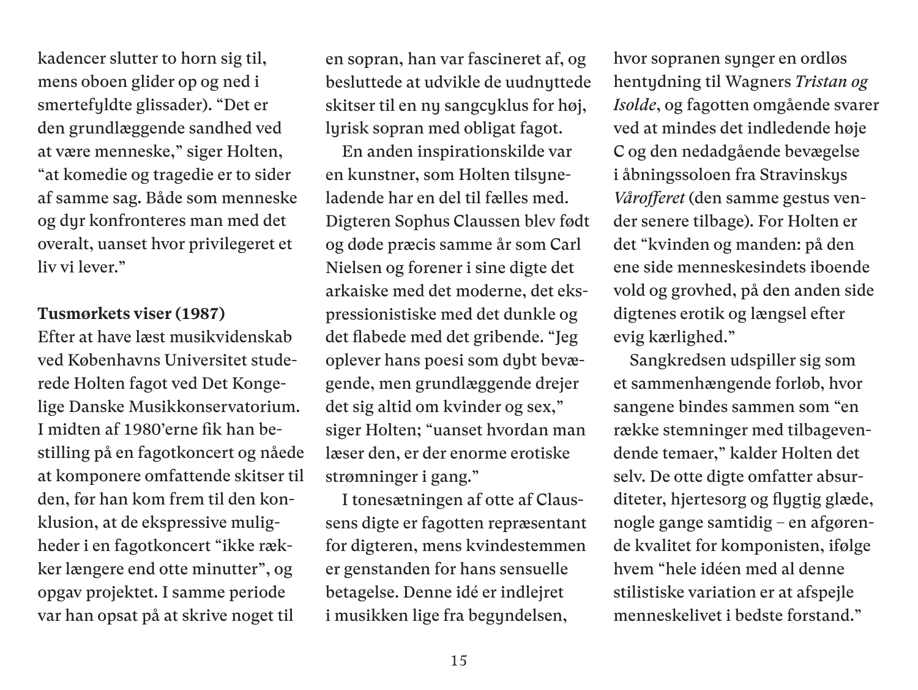kadencer slutter to horn sig til, mens oboen glider op og ned i smertefyldte glissader). “Det er den grundlæggende sandhed ved at være menneske,” siger Holten, “at komedie og tragedie er to sider af samme sag. Både som menneske og dyr konfronteres man med det overalt, uanset hvor privilegeret et liv vi lever.”

**Tusmørkets viser (1987)**

Efter at have læst musikvidenskab ved Københavns Universitet studerede Holten fagot ved Det Kongelige Danske Musikkonservatorium. I midten af 1980’erne fik han bestilling på en fagotkoncert og nåede at komponere omfattende skitser til den, før han kom frem til den konklusion, at de ekspressive muligheder i en fagotkoncert “ikke rækker længere end otte minutter”, og opgav projektet. I samme periode var han opsat på at skrive noget til en sopran, han var fascineret af, og besluttede at udvikle de uudnyttede skitser til en ny sangcyklus for høj, lyrisk sopran med obligat fagot.

En anden inspirationskilde var en kunstner, som Holten tilsyneladende har en del til fælles med. Digteren Sophus Claussen blev født og døde præcis samme år som Carl Nielsen og forener i sine digte det arkaiske med det moderne, det ekspressionistiske med det dunkle og det flabede med det gribende. “Jeg oplever hans poesi som dybt bevægende, men grundlæggende drejer det sig altid om kvinder og sex,” siger Holten; “uanset hvordan man læser den, er der enorme erotiske strømninger i gang.”

I tonesætningen af otte af Claussens digte er fagotten repræsentant for digteren, mens kvindestemmen er genstanden for hans sensuelle betagelse. Denne idé er indlejret i musikken lige fra begyndelsen, hvor sopranen synger en ordløs hentydning til Wagners *Tristan og Isolde*, og fagotten omgående svarer ved at mindes det indledende høje C og den nedadgående bevægelse i åbningssoloen fra Stravinskys *Vårofferet* (den samme gestus vender senere tilbage). For Holten er det “kvinden og manden: på den ene side menneskesindets iboende vold og grovhed, på den anden side digtenes erotik og længsel efter evig kærlighed.”

Sangkredsen udspiller sig som et sammenhængende forløb, hvor sangene bindes sammen som “en række stemninger med tilbagevendende temaer,” kalder Holten det selv. De otte digte omfatter absurditeter, hjertesorg og flygtig glæde, nogle gange samtidig – en afgørende kvalitet for komponisten, ifølge hvem “hele idéen med al denne stilistiske variation er at afspejle menneskelivet i bedste forstand.”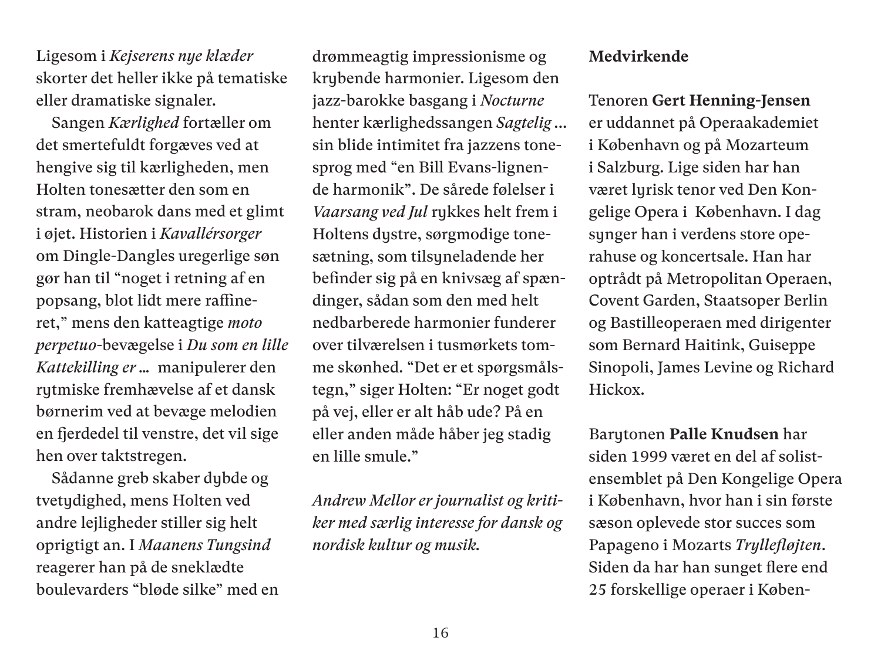Ligesom i *Kejserens nye klæder* skorter det heller ikke på tematiske eller dramatiske signaler.

Sangen *Kærlighed* fortæller om det smertefuldt forgæves ved at hengive sig til kærligheden, men Holten tonesætter den som en stram, neobarok dans med et glimt i øjet. Historien i *Kavallérsorger* om Dingle-Dangles uregerlige søn gør han til "noget i retning af en popsang, blot lidt mere raffineret," mens den katteagtige *moto perpetuo*-bevægelse i *Du som en lille Kattekilling er …* manipulerer den rytmiske fremhævelse af et dansk børnerim ved at bevæge melodien en fjerdedel til venstre, det vil sige hen over taktstregen.

Sådanne greb skaber dybde og tvetydighed, mens Holten ved andre lejligheder stiller sig helt oprigtigt an. I *Maanens Tungsind* reagerer han på de sneklædte boulevarders "bløde silke" med en drømmeagtig impressionisme og krybende harmonier. Ligesom den jazz-barokke basgang i *Nocturne* henter kærlighedssangen *Sagtelig …* sin blide intimitet fra jazzens tonesprog med "en Bill Evans-lignende harmonik". De sårede følelser i *Vaarsang ved Jul* rykkes helt frem i Holtens dystre, sørgmodige tonesætning, som tilsyneladende her befinder sig på en knivsæg af spændinger, sådan som den med helt nedbarberede harmonier funderer over tilværelsen i tusmørkets tomme skønhed. "Det er et spørgsmålstegn," siger Holten: "Er noget godt på vej, eller er alt håb ude? På en eller anden måde håber jeg stadig en lille smule."

*Andrew Mellor er journalist og kritiker med særlig interesse for dansk og nordisk kultur og musik.*

**Medvirkende**

Tenoren **Gert Henning-Jensen** er uddannet på Operaakademiet i København og på Mozarteum i Salzburg. Lige siden har han været lyrisk tenor ved Den Kongelige Opera i København. I dag synger han i verdens store operahuse og koncertsale. Han har optrådt på Metropolitan Operaen, Covent Garden, Staatsoper Berlin og Bastilleoperaen med dirigenter som Bernard Haitink, Guiseppe Sinopoli, James Levine og Richard Hickox.

Barytonen **Palle Knudsen** har siden 1999 været en del af solistensemblet på Den Kongelige Opera i København, hvor han i sin første sæson oplevede stor succes som Papageno i Mozarts *Tryllefløjten*. Siden da har han sunget flere end 25 forskellige operaer i Køben-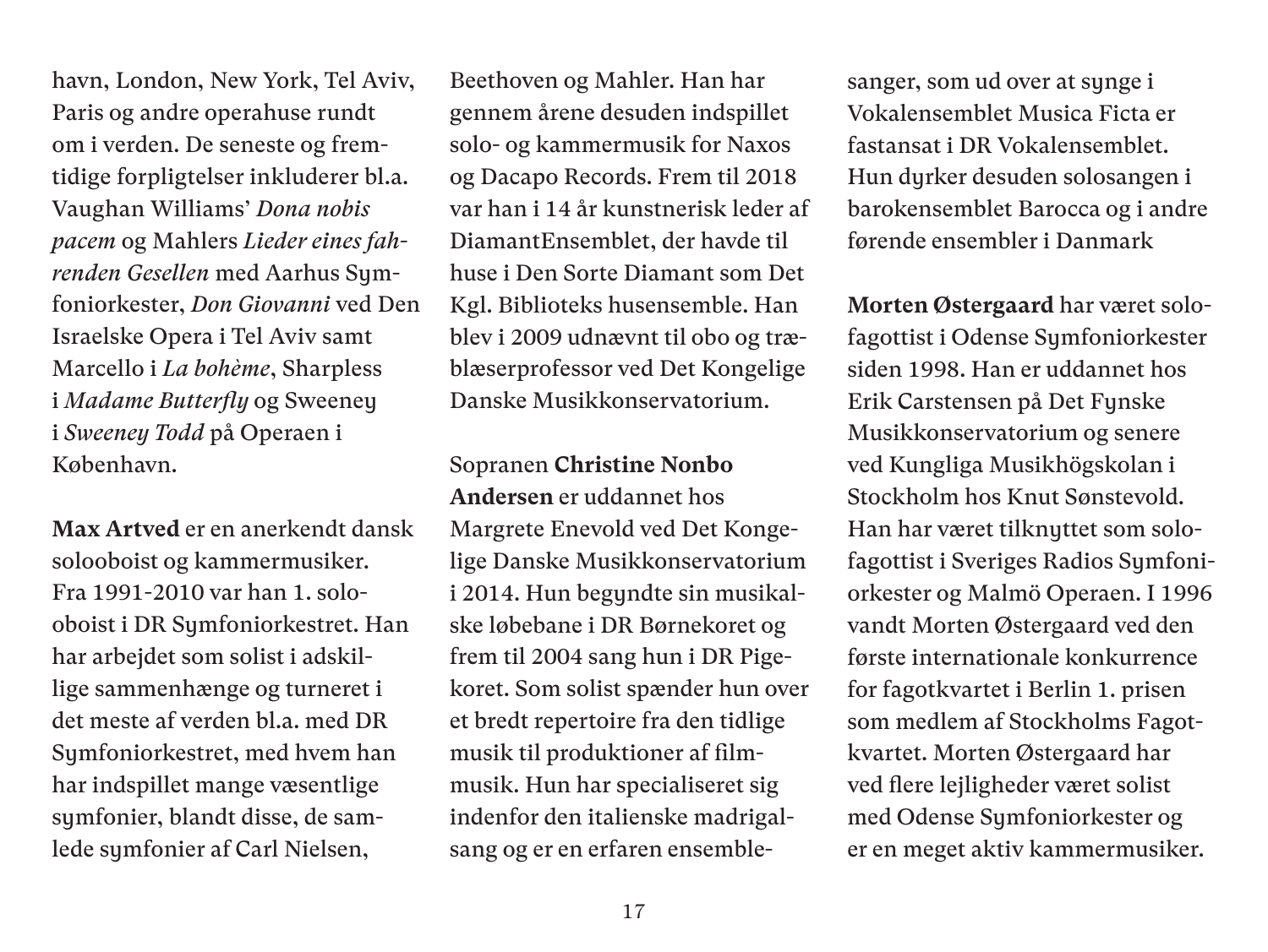havn, London, New York, Tel Aviv, Paris og andre operahuse rundt om i verden. De seneste og fremtidige forpligtelser inkluderer bl.a. Vaughan Williams' *Dona nobis pacem* og Mahlers *Lieder eines fahrenden Gesellen* med Aarhus Symfoniorkester, *Don Giovanni* ved Den Israelske Opera i Tel Aviv samt Marcello i *La bohème*, Sharpless i *Madame Butterfly* og Sweeney i *Sweeney Todd* på Operaen i København.

**Max Artved** er en anerkendt dansk solooboist og kammermusiker. Fra 1991-2010 var han 1. solooboist i DR Symfoniorkestret. Han har arbejdet som solist i adskillige sammenhænge og turneret i det meste af verden bl.a. med DR Symfoniorkestret, med hvem han har indspillet mange væsentlige symfonier, blandt disse, de samlede symfonier af Carl Nielsen, Beethoven og Mahler. Han har gennem årene desuden indspillet solo- og kammermusik for Naxos og Dacapo Records. Frem til 2018 var han i 14 år kunstnerisk leder af DiamantEnsemblet, der havde til huse i Den Sorte Diamant som Det Kgl. Biblioteks husensemble. Han blev i 2009 udnævnt til obo og træblæserprofessor ved Det Kongelige Danske Musikkonservatorium.

Sopranen **Christine Nonbo Andersen** er uddannet hos Margrete Enevold ved Det Kongelige Danske Musikkonservatorium i 2014. Hun begyndte sin musikalske løbebane i DR Børnekoret og frem til 2004 sang hun i DR Pigekoret. Som solist spænder hun over et bredt repertoire fra den tidlige musik til produktioner af filmmusik. Hun har specialiseret sig indenfor den italienske madrigalsang og er en erfaren ensemblesanger, som ud over at synge i Vokalensemblet Musica Ficta er fastansat i DR Vokalensemblet. Hun dyrker desuden solosangen i barokensemblet Barocca og i andre førende ensembler i Danmark

**Morten Østergaard** har været solofagottist i Odense Symfoniorkester siden 1998. Han er uddannet hos Erik Carstensen på Det Fynske Musikkonservatorium og senere ved Kungliga Musikhögskolan i Stockholm hos Knut Sønstevold. Han har været tilknyttet som solofagottist i Sveriges Radios Symfoniorkester og Malmö Operaen. I 1996 vandt Morten Østergaard ved den første internationale konkurrence for fagotkvartet i Berlin 1. prisen som medlem af Stockholms Fagotkvartet. Morten Østergaard har ved flere lejligheder været solist med Odense Symfoniorkester og er en meget aktiv kammermusiker.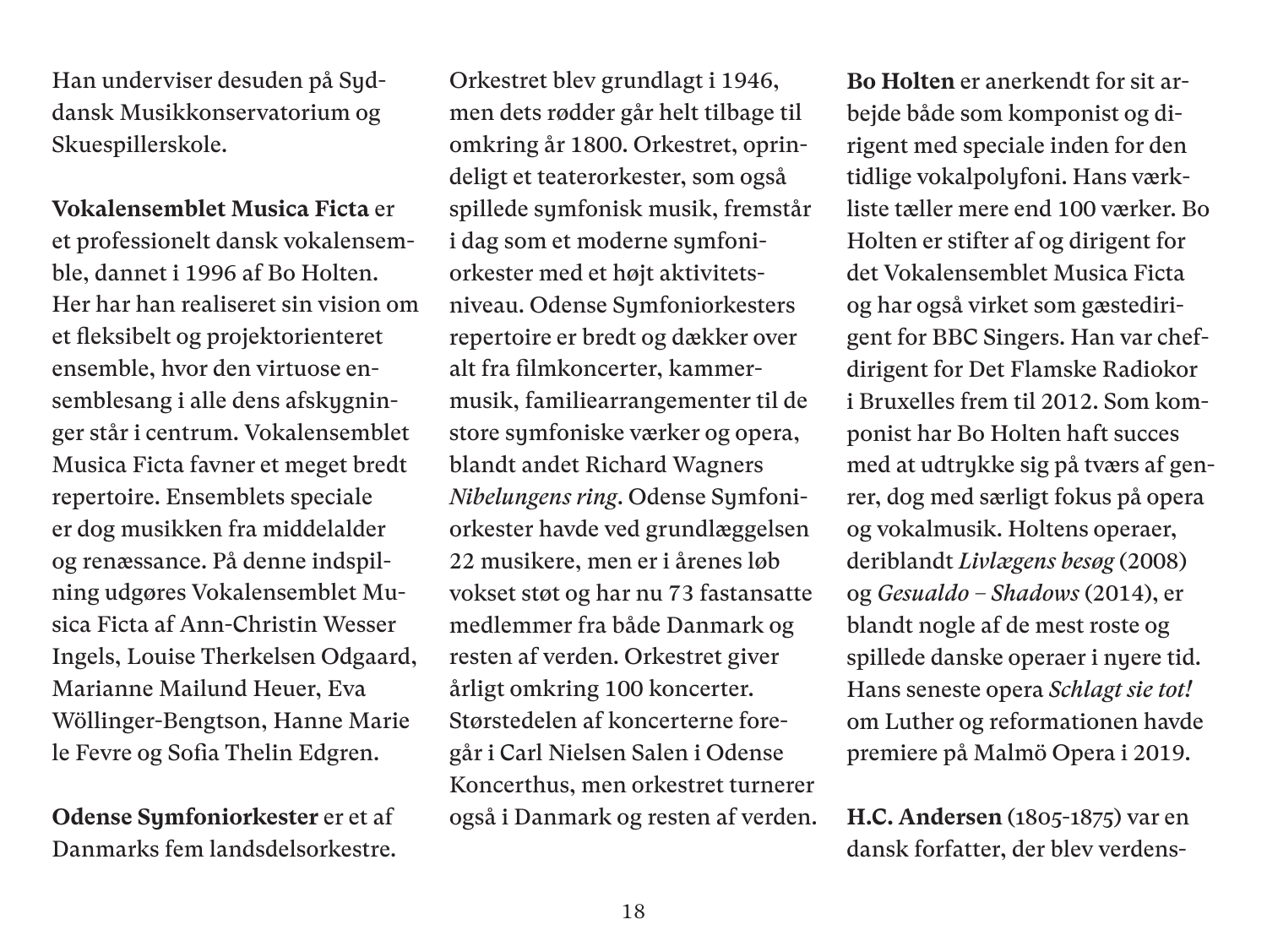Han underviser desuden på Syddansk Musikkonservatorium og Skuespillerskole.

**Vokalensemblet Musica Ficta** er et professionelt dansk vokalensemble, dannet i 1996 af Bo Holten. Her har han realiseret sin vision om et fleksibelt og projektorienteret ensemble, hvor den virtuose ensemblesang i alle dens afskygninger står i centrum. Vokalensemblet Musica Ficta favner et meget bredt repertoire. Ensemblets speciale er dog musikken fra middelalder og renæssance. På denne indspilning udgøres Vokalensemblet Musica Ficta af Ann-Christin Wesser Ingels, Louise Therkelsen Odgaard, Marianne Mailund Heuer, Eva Wöllinger-Bengtson, Hanne Marie le Fevre og Sofia Thelin Edgren.

**Odense Symfoniorkester** er et af Danmarks fem landsdelsorkestre. Orkestret blev grundlagt i 1946, men dets rødder går helt tilbage til omkring år 1800. Orkestret, oprindeligt et teaterorkester, som også spillede symfonisk musik, fremstår i dag som et moderne symfoniorkester med et højt aktivitetsniveau. Odense Symfoniorkesters repertoire er bredt og dækker over alt fra filmkoncerter, kammermusik, familiearrangementer til de store symfoniske værker og opera, blandt andet Richard Wagners *Nibelungens ring*. Odense Symfoniorkester havde ved grundlæggelsen 22 musikere, men er i årenes løb vokset støt og har nu 73 fastansatte medlemmer fra både Danmark og resten af verden. Orkestret giver årligt omkring 100 koncerter. Størstedelen af koncerterne foregår i Carl Nielsen Salen i Odense Koncerthus, men orkestret turnerer også i Danmark og resten af verden.

**Bo Holten** er anerkendt for sit arbejde både som komponist og dirigent med speciale inden for den tidlige vokalpolyfoni. Hans værkliste tæller mere end 100 værker. Bo Holten er stifter af og dirigent for det Vokalensemblet Musica Ficta og har også virket som gæstedirigent for BBC Singers. Han var chefdirigent for Det Flamske Radiokor i Bruxelles frem til 2012. Som komponist har Bo Holten haft succes med at udtrykke sig på tværs af genrer, dog med særligt fokus på opera og vokalmusik. Holtens operaer, deriblandt *Livlægens besøg* (2008) og *Gesualdo – Shadows* (2014), er blandt nogle af de mest roste og spillede danske operaer i nyere tid. Hans seneste opera *Schlagt sie tot!* om Luther og reformationen havde premiere på Malmö Opera i 2019.

**H.C. Andersen** (1805-1875) var en dansk forfatter, der blev verdens-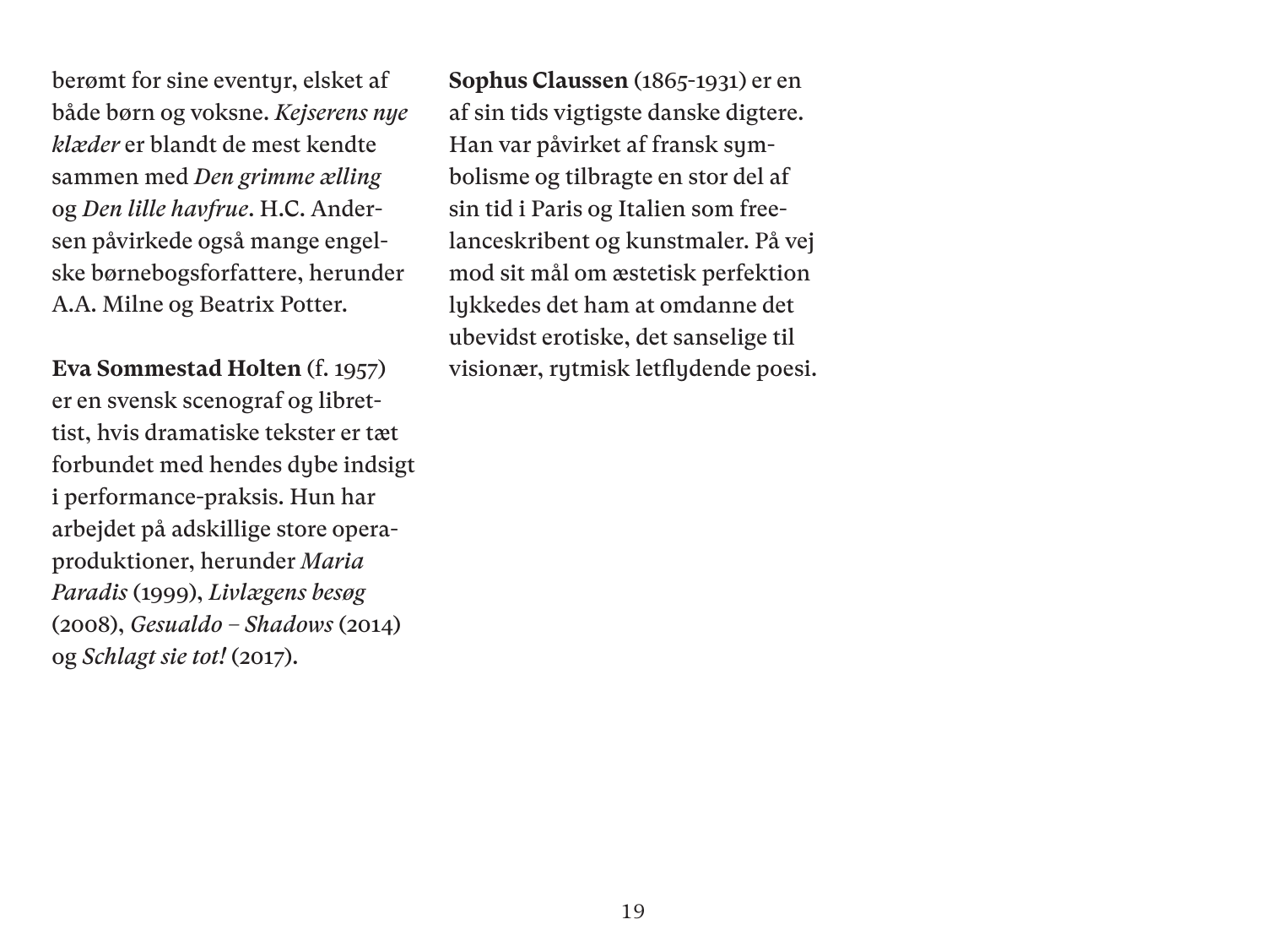berømt for sine eventyr, elsket af både børn og voksne. *Kejserens nye klæder* er blandt de mest kendte sammen med *Den grimme ælling* og *Den lille havfrue*. H.C. Andersen påvirkede også mange engelske børnebogsforfattere, herunder A.A. Milne og Beatrix Potter.

**Eva Sommestad Holten** (f. 1957) er en svensk scenograf og librettist, hvis dramatiske tekster er tæt forbundet med hendes dybe indsigt i performance-praksis. Hun har arbejdet på adskillige store operaproduktioner, herunder *Maria Paradis* (1999), *Livlægens besøg* (2008), *Gesualdo – Shadows* (2014) og *Schlagt sie tot!* (2017).

**Sophus Claussen** (1865-1931) er en af sin tids vigtigste danske digtere. Han var påvirket af fransk symbolisme og tilbragte en stor del af sin tid i Paris og Italien som freelanceskribent og kunstmaler. På vej mod sit mål om æstetisk perfektion lykkedes det ham at omdanne det ubevidst erotiske, det sanselige til visionær, rytmisk letflydende poesi.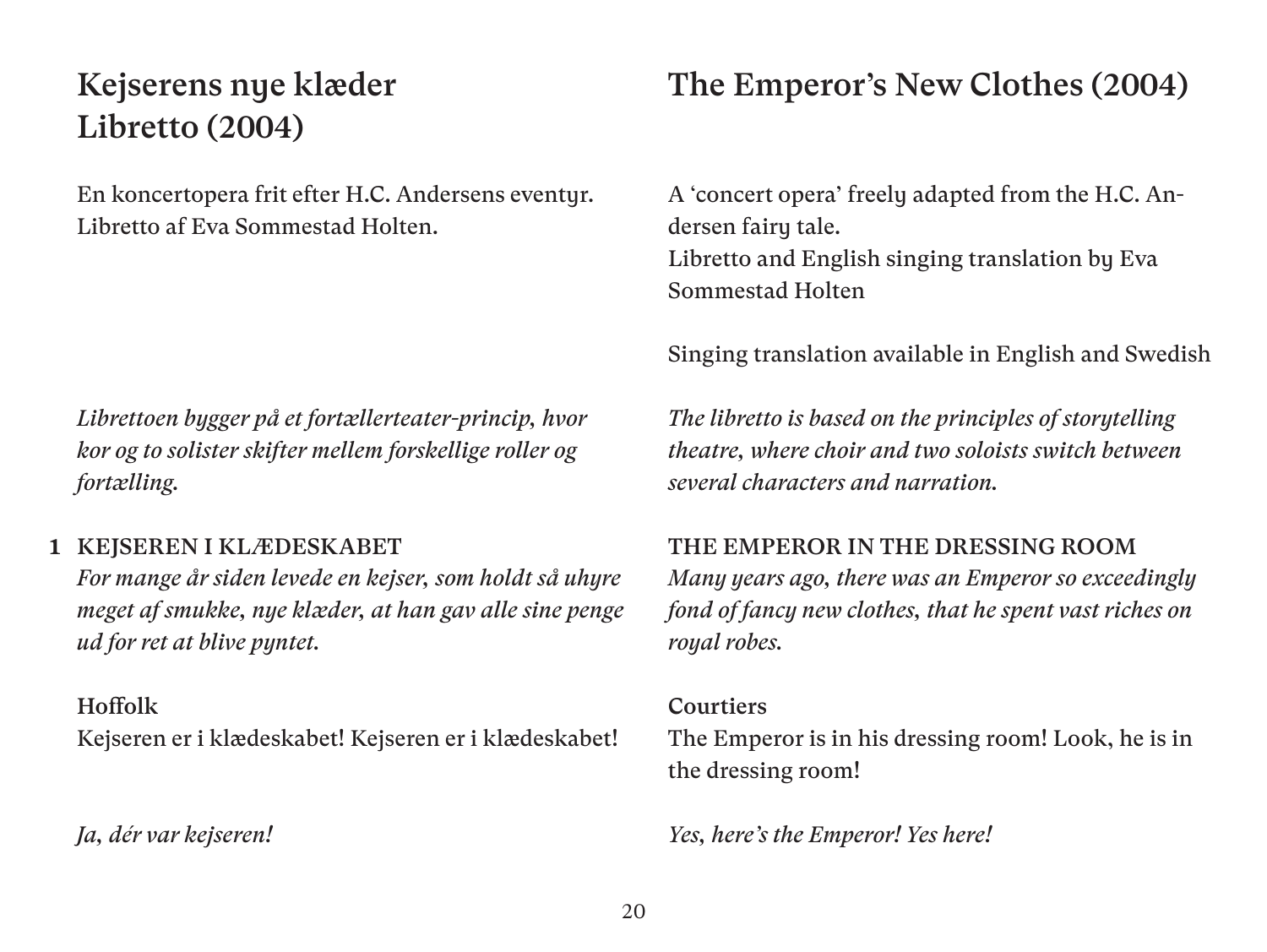## Kejserens nye klæder Libretto (2004)

En koncertopera frit efter H.C. Andersens eventyr.
Libretto af Eva Sommestad Holten.

*Librettoen bygger på et fortællerteater-princip, hvor kor og to solister skifter mellem forskellige roller og fortælling.*

**1** KEJSEREN I KLÆDESKABET

*For mange år siden levede en kejser, som holdt så uhyre meget af smukke, nye klæder, at han gav alle sine penge ud for ret at blive pyntet.*

**Hoffolk**

Kejseren er i klædeskabet! Kejseren er i klædeskabet!

*Ja, dér var kejseren!*

## The Emperor's New Clothes (2004)

A 'concert opera' freely adapted from the H.C. Andersen fairy tale.
Libretto and English singing translation by Eva Sommestad Holten

Singing translation available in English and Swedish

*The libretto is based on the principles of storytelling theatre, where choir and two soloists switch between several characters and narration.*

THE EMPEROR IN THE DRESSING ROOM

*Many years ago, there was an Emperor so exceedingly fond of fancy new clothes, that he spent vast riches on royal robes.*

**Courtiers**

The Emperor is in his dressing room! Look, he is in the dressing room!

*Yes, here's the Emperor! Yes here!*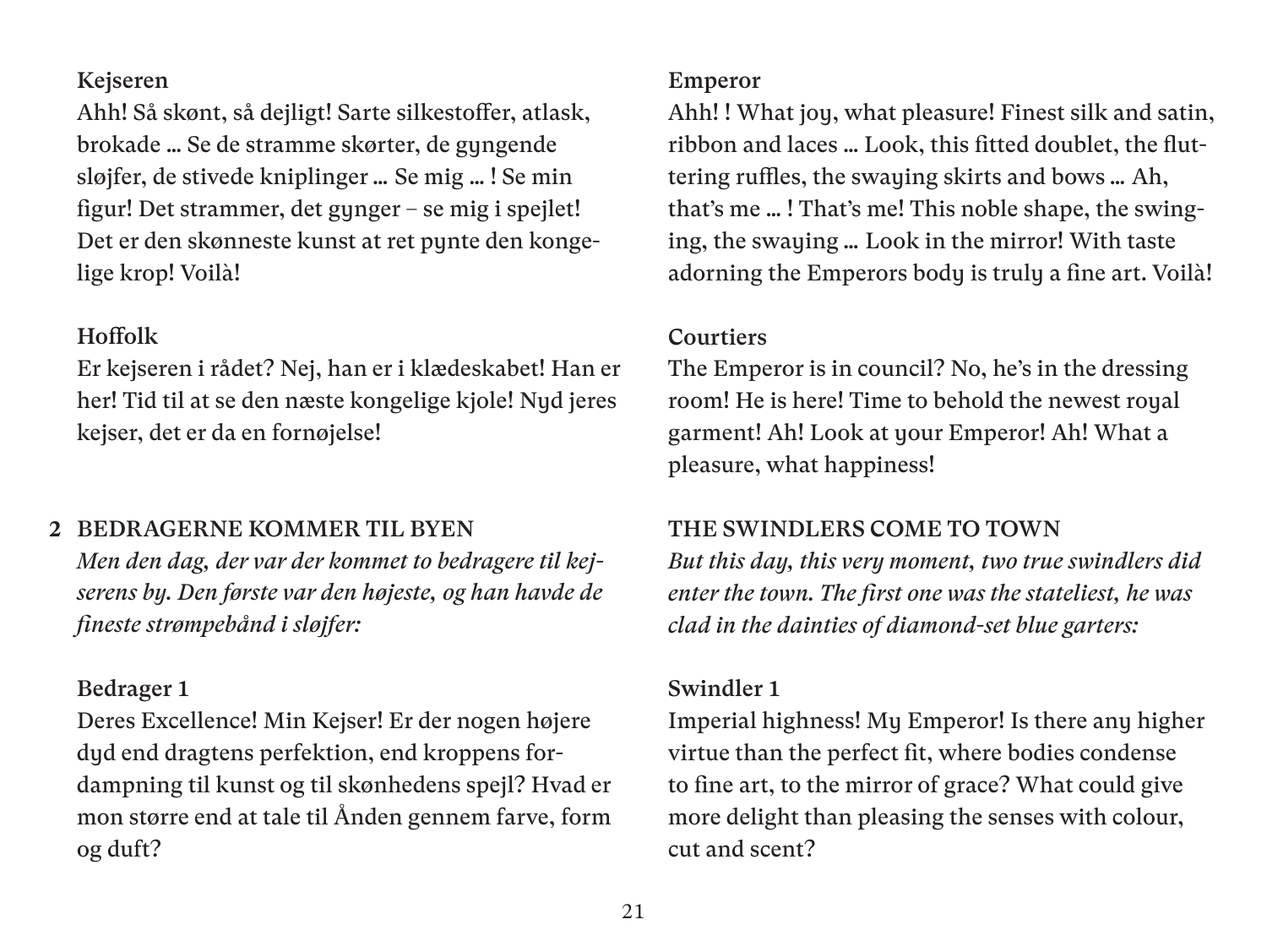**Kejseren**
Ahh! Så skønt, så dejligt! Sarte silkestoffer, atlask, brokade … Se de stramme skørter, de gyngende sløjfer, de stivede kniplinger … Se mig … ! Se min figur! Det strammer, det gynger – se mig i spejlet! Det er den skønneste kunst at ret pynte den kongelige krop! Voilà!

**Hoffolk**
Er kejseren i rådet? Nej, han er i klædeskabet! Han er her! Tid til at se den næste kongelige kjole! Nyd jeres kejser, det er da en fornøjelse!

**2** BEDRAGERNE KOMMER TIL BYEN
*Men den dag, der var der kommet to bedragere til kejserens by. Den første var den højeste, og han havde de fineste strømpebånd i sløjfer:*

**Bedrager 1**
Deres Excellence! Min Kejser! Er der nogen højere dyd end dragtens perfektion, end kroppens fordampning til kunst og til skønhedens spejl? Hvad er mon større end at tale til Ånden gennem farve, form og duft?

**Emperor**
Ahh! ! What joy, what pleasure! Finest silk and satin, ribbon and laces … Look, this fitted doublet, the fluttering ruffles, the swaying skirts and bows … Ah, that's me … ! That's me! This noble shape, the swinging, the swaying … Look in the mirror! With taste adorning the Emperors body is truly a fine art. Voilà!

**Courtiers**
The Emperor is in council? No, he's in the dressing room! He is here! Time to behold the newest royal garment! Ah! Look at your Emperor! Ah! What a pleasure, what happiness!

THE SWINDLERS COME TO TOWN
*But this day, this very moment, two true swindlers did enter the town. The first one was the stateliest, he was clad in the dainties of diamond-set blue garters:*

**Swindler 1**
Imperial highness! My Emperor! Is there any higher virtue than the perfect fit, where bodies condense to fine art, to the mirror of grace? What could give more delight than pleasing the senses with colour, cut and scent?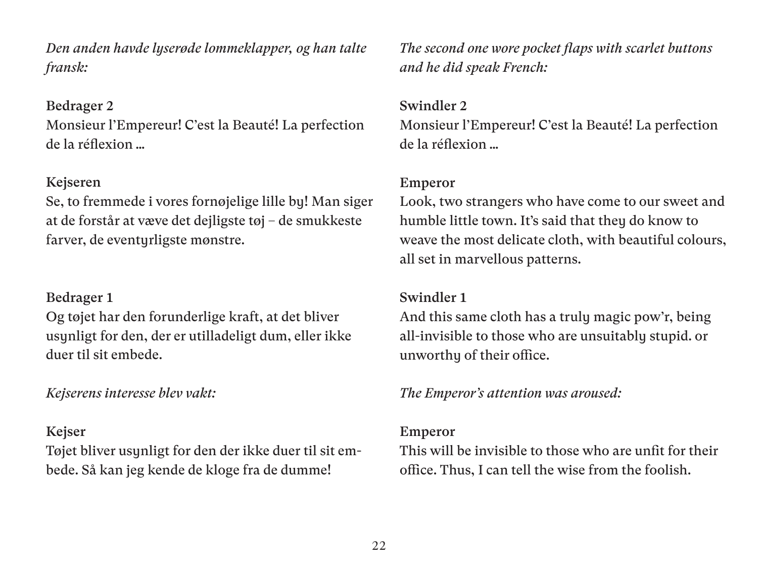*Den anden havde lyserøde lommeklapper, og han talte fransk:*

**Bedrager 2**
Monsieur l'Empereur! C'est la Beauté! La perfection de la réflexion …

**Kejseren**
Se, to fremmede i vores fornøjelige lille by! Man siger at de forstår at væve det dejligste tøj – de smukkeste farver, de eventyrligste mønstre.

**Bedrager 1**
Og tøjet har den forunderlige kraft, at det bliver usynligt for den, der er utilladeligt dum, eller ikke duer til sit embede.

*Kejserens interesse blev vakt:*

**Kejser**
Tøjet bliver usynligt for den der ikke duer til sit embede. Så kan jeg kende de kloge fra de dumme!

*The second one wore pocket flaps with scarlet buttons and he did speak French:*

**Swindler 2**
Monsieur l'Empereur! C'est la Beauté! La perfection de la réflexion …

**Emperor**
Look, two strangers who have come to our sweet and humble little town. It's said that they do know to weave the most delicate cloth, with beautiful colours, all set in marvellous patterns.

**Swindler 1**
And this same cloth has a truly magic pow'r, being all-invisible to those who are unsuitably stupid. or unworthy of their office.

*The Emperor's attention was aroused:*

**Emperor**
This will be invisible to those who are unfit for their office. Thus, I can tell the wise from the foolish.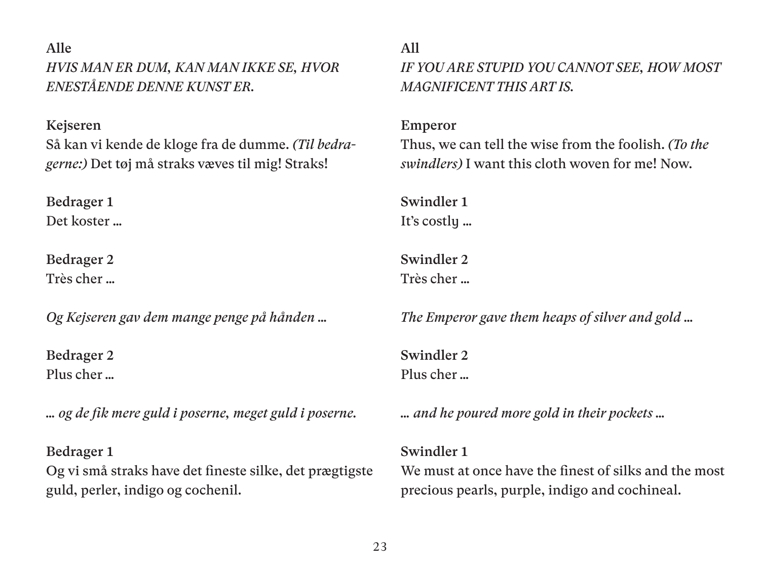**Alle**
*HVIS MAN ER DUM, KAN MAN IKKE SE, HVOR ENESTÅENDE DENNE KUNST ER.*

**Kejseren**
Så kan vi kende de kloge fra de dumme. *(Til bedragerne:)* Det tøj må straks væves til mig! Straks!

**Bedrager 1**
Det koster …

**Bedrager 2**
Très cher …

*Og Kejseren gav dem mange penge på hånden …*

**Bedrager 2**
Plus cher …

*… og de fik mere guld i poserne, meget guld i poserne.*

**Bedrager 1**
Og vi små straks have det fineste silke, det prægtigste guld, perler, indigo og cochenil.

**All**
*IF YOU ARE STUPID YOU CANNOT SEE, HOW MOST MAGNIFICENT THIS ART IS.*

**Emperor**
Thus, we can tell the wise from the foolish. *(To the swindlers)* I want this cloth woven for me! Now.

**Swindler 1**
It's costly …

**Swindler 2**
Très cher …

*The Emperor gave them heaps of silver and gold …*

**Swindler 2**
Plus cher …

*… and he poured more gold in their pockets …*

**Swindler 1**
We must at once have the finest of silks and the most precious pearls, purple, indigo and cochineal.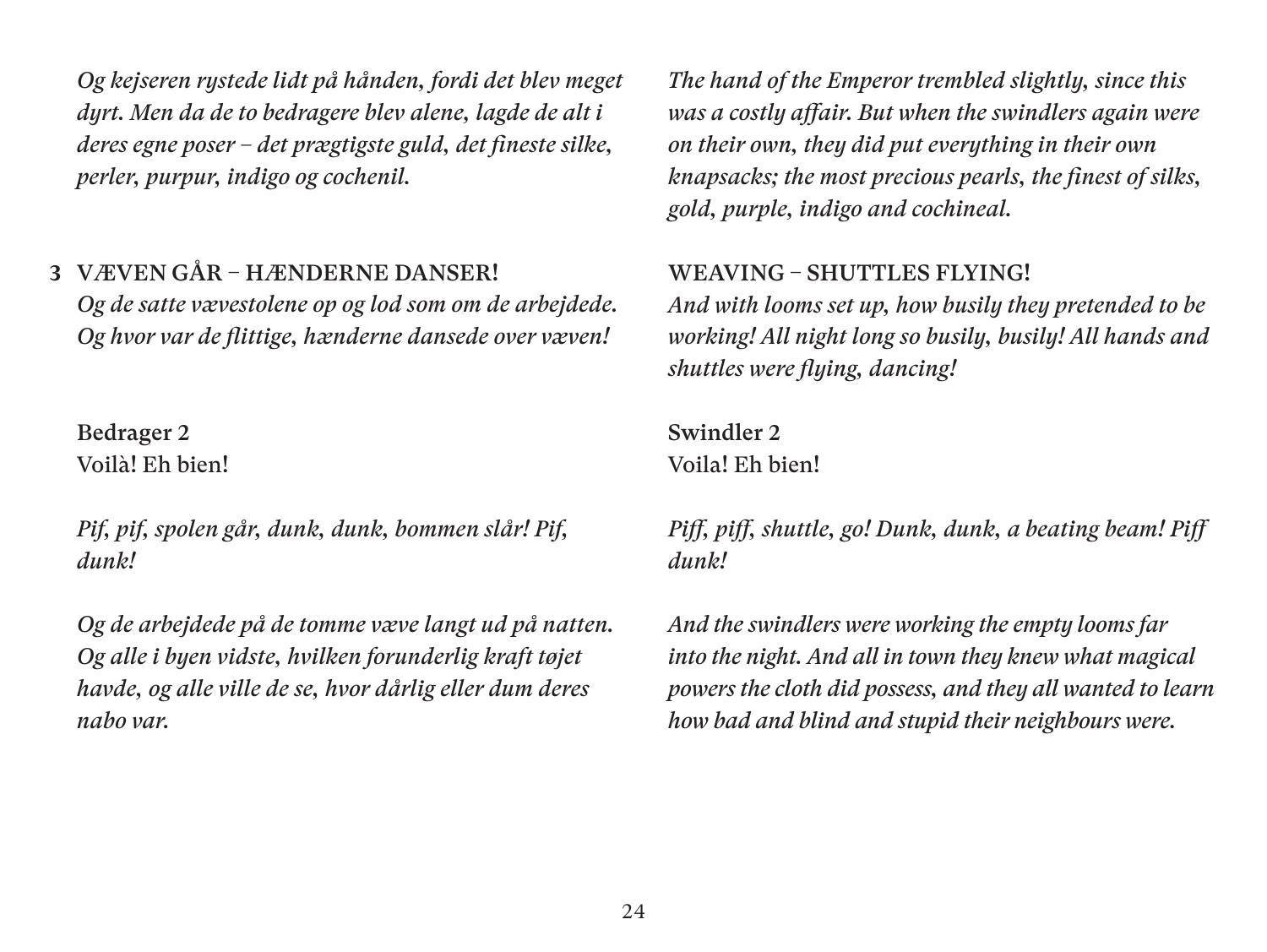*Og kejseren rystede lidt på hånden, fordi det blev meget dyrt. Men da de to bedragere blev alene, lagde de alt i deres egne poser – det prægtigste guld, det fineste silke, perler, purpur, indigo og cochenil.*

*The hand of the Emperor trembled slightly, since this was a costly affair. But when the swindlers again were on their own, they did put everything in their own knapsacks; the most precious pearls, the finest of silks, gold, purple, indigo and cochineal.*

**3 VÆVEN GÅR – HÆNDERNE DANSER!**

*Og de satte vævestolene op og lod som om de arbejdede. Og hvor var de flittige, hænderne dansede over væven!*

**WEAVING – SHUTTLES FLYING!**

*And with looms set up, how busily they pretended to be working! All night long so busily, busily! All hands and shuttles were flying, dancing!*

**Bedrager 2**
Voilà! Eh bien!

**Swindler 2**
Voila! Eh bien!

*Pif, pif, spolen går, dunk, dunk, bommen slår! Pif, dunk!*

*Piff, piff, shuttle, go! Dunk, dunk, a beating beam! Piff dunk!*

*Og de arbejdede på de tomme væve langt ud på natten. Og alle i byen vidste, hvilken forunderlig kraft tøjet havde, og alle ville de se, hvor dårlig eller dum deres nabo var.*

*And the swindlers were working the empty looms far into the night. And all in town they knew what magical powers the cloth did possess, and they all wanted to learn how bad and blind and stupid their neighbours were.*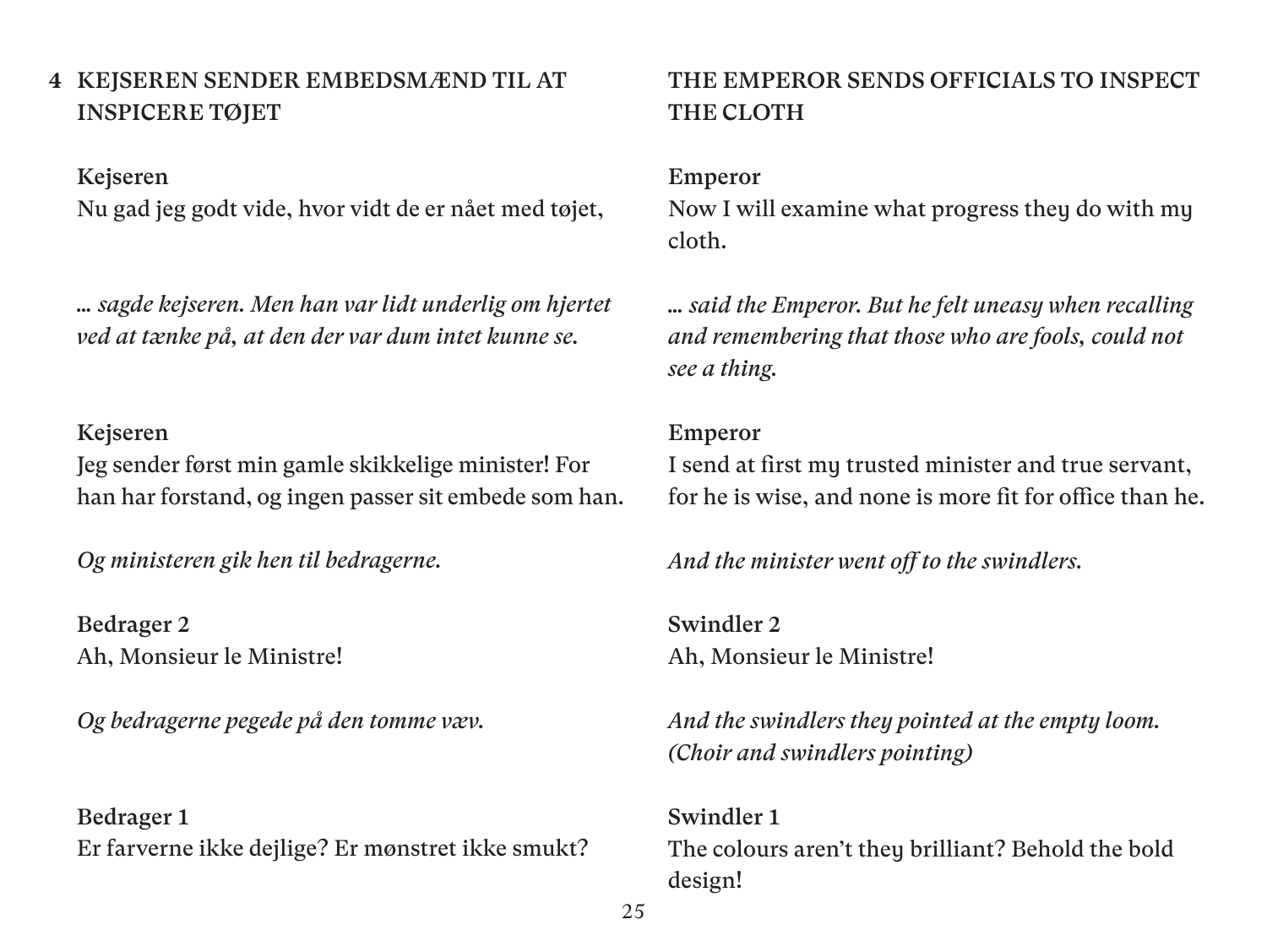## 4 KEJSEREN SENDER EMBEDSMÆND TIL AT INSPICERE TØJET

**Kejseren**
Nu gad jeg godt vide, hvor vidt de er nået med tøjet,

*... sagde kejseren. Men han var lidt underlig om hjertet ved at tænke på, at den der var dum intet kunne se.*

**Kejseren**
Jeg sender først min gamle skikkelige minister! For han har forstand, og ingen passer sit embede som han.

*Og ministeren gik hen til bedragerne.*

**Bedrager 2**
Ah, Monsieur le Ministre!

*Og bedragerne pegede på den tomme væv.*

**Bedrager 1**
Er farverne ikke dejlige? Er mønstret ikke smukt?

## THE EMPEROR SENDS OFFICIALS TO INSPECT THE CLOTH

**Emperor**
Now I will examine what progress they do with my cloth.

*... said the Emperor. But he felt uneasy when recalling and remembering that those who are fools, could not see a thing.*

**Emperor**
I send at first my trusted minister and true servant, for he is wise, and none is more fit for office than he.

*And the minister went off to the swindlers.*

**Swindler 2**
Ah, Monsieur le Ministre!

*And the swindlers they pointed at the empty loom. (Choir and swindlers pointing)*

**Swindler 1**
The colours aren't they brilliant? Behold the bold design!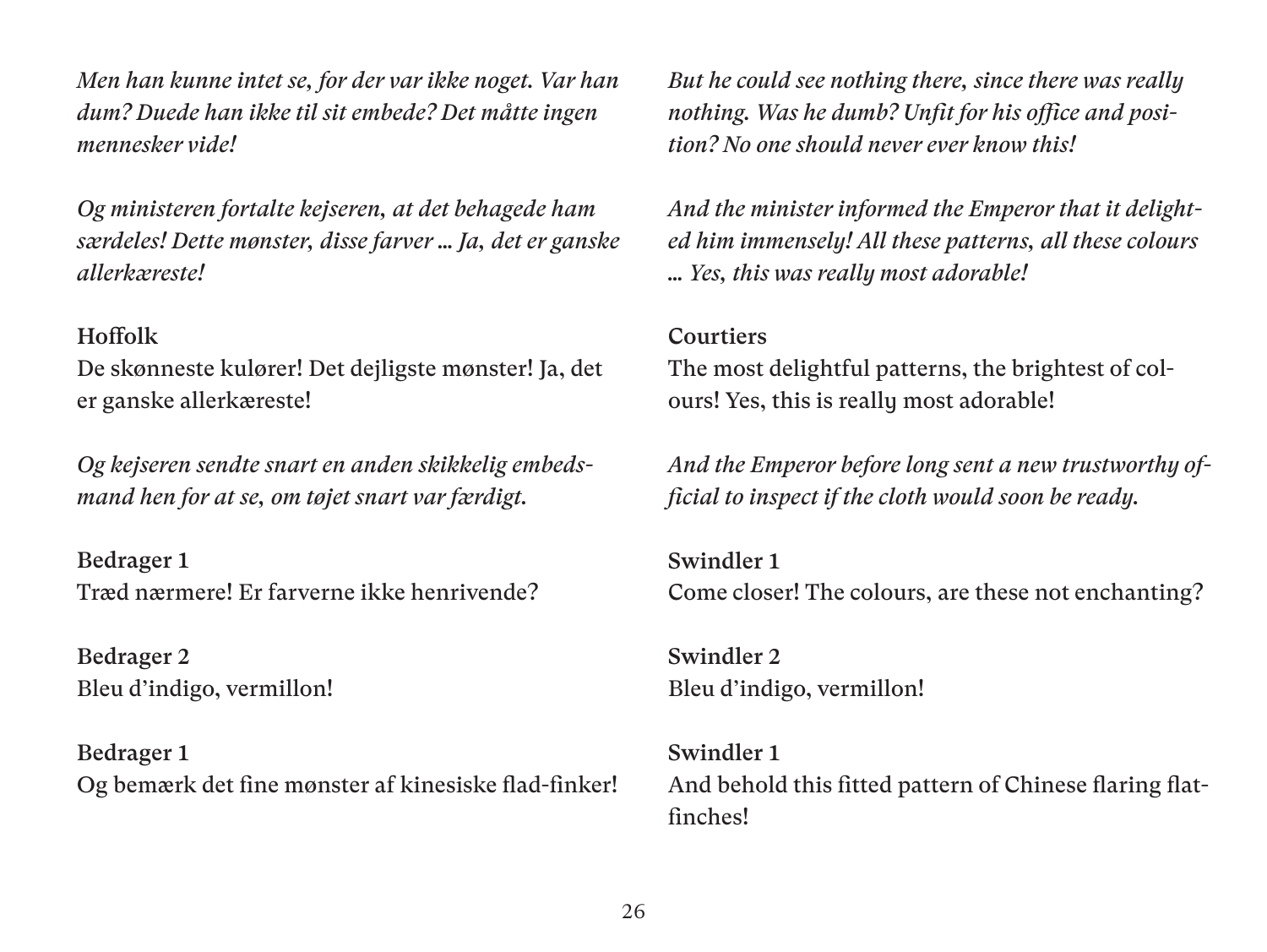*Men han kunne intet se, for der var ikke noget. Var han dum? Duede han ikke til sit embede? Det måtte ingen mennesker vide!*

*Og ministeren fortalte kejseren, at det behagede ham særdeles! Dette mønster, disse farver … Ja, det er ganske allerkæreste!*

**Hoffolk**
De skønneste kulører! Det dejligste mønster! Ja, det er ganske allerkæreste!

*Og kejseren sendte snart en anden skikkelig embedsmand hen for at se, om tøjet snart var færdigt.*

**Bedrager 1**
Træd nærmere! Er farverne ikke henrivende?

**Bedrager 2**
Bleu d'indigo, vermillon!

**Bedrager 1**
Og bemærk det fine mønster af kinesiske flad-finker!

*But he could see nothing there, since there was really nothing. Was he dumb? Unfit for his office and position? No one should never ever know this!*

*And the minister informed the Emperor that it delighted him immensely! All these patterns, all these colours … Yes, this was really most adorable!*

**Courtiers**
The most delightful patterns, the brightest of colours! Yes, this is really most adorable!

*And the Emperor before long sent a new trustworthy official to inspect if the cloth would soon be ready.*

**Swindler 1**
Come closer! The colours, are these not enchanting?

**Swindler 2**
Bleu d'indigo, vermillon!

**Swindler 1**
And behold this fitted pattern of Chinese flaring flatfinches!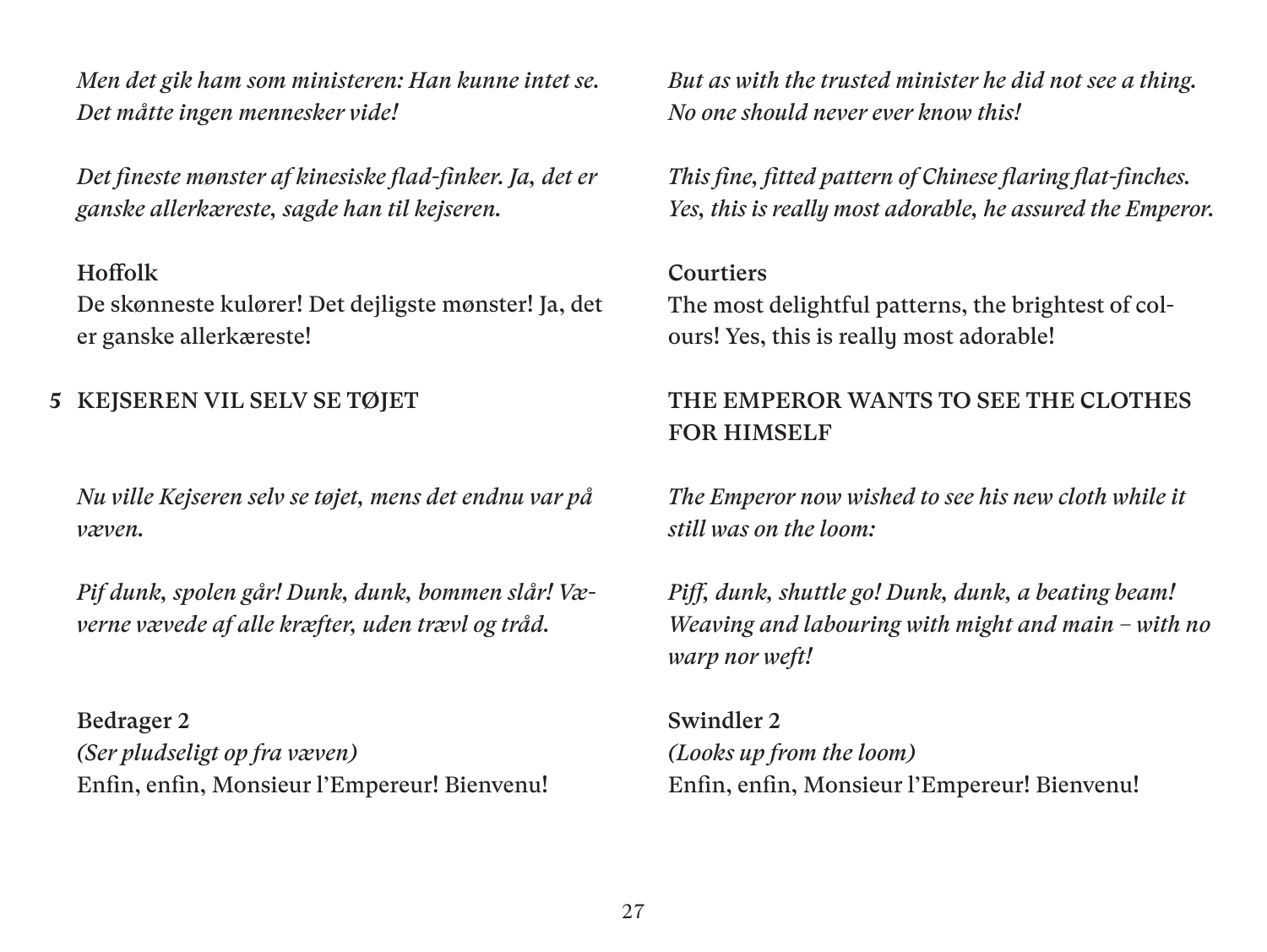*Men det gik ham som ministeren: Han kunne intet se. Det måtte ingen mennesker vide!*

*Det fineste mønster af kinesiske flad-finker. Ja, det er ganske allerkæreste, sagde han til kejseren.*

**Hoffolk**
De skønneste kulører! Det dejligste mønster! Ja, det er ganske allerkæreste!

*But as with the trusted minister he did not see a thing. No one should never ever know this!*

*This fine, fitted pattern of Chinese flaring flat-finches. Yes, this is really most adorable, he assured the Emperor.*

**Courtiers**
The most delightful patterns, the brightest of colours! Yes, this is really most adorable!

## 5 KEJSEREN VIL SELV SE TØJET

*Nu ville Kejseren selv se tøjet, mens det endnu var på væven.*

*Pif dunk, spolen går! Dunk, dunk, bommen slår! Væverne vævede af alle kræfter, uden trævl og tråd.*

**Bedrager 2**
*(Ser pludseligt op fra væven)*
Enfin, enfin, Monsieur l'Empereur! Bienvenu!

## THE EMPEROR WANTS TO SEE THE CLOTHES FOR HIMSELF

*The Emperor now wished to see his new cloth while it still was on the loom:*

*Piff, dunk, shuttle go! Dunk, dunk, a beating beam! Weaving and labouring with might and main – with no warp nor weft!*

**Swindler 2**
*(Looks up from the loom)*
Enfin, enfin, Monsieur l'Empereur! Bienvenu!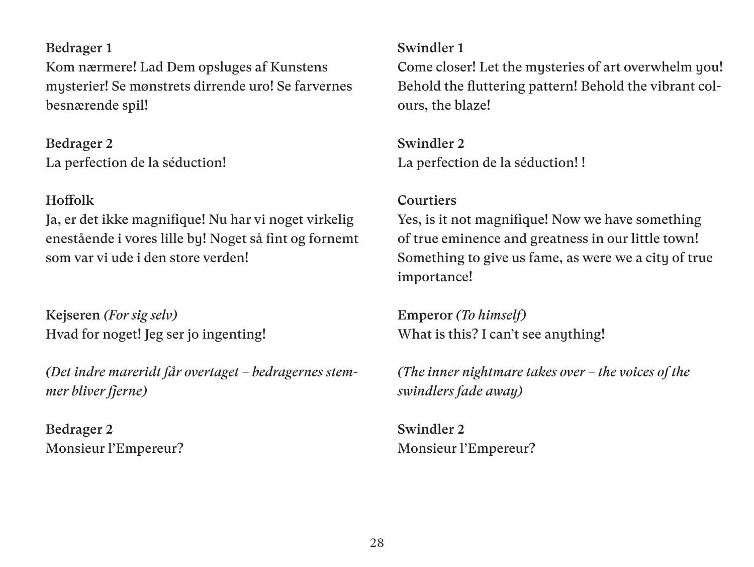**Bedrager 1**
Kom nærmere! Lad Dem opsluges af Kunstens mysterier! Se mønstrets dirrende uro! Se farvernes besnærende spil!

**Bedrager 2**
La perfection de la séduction!

**Hoffolk**
Ja, er det ikke magnifique! Nu har vi noget virkelig enestående i vores lille by! Noget så fint og fornemt som var vi ude i den store verden!

**Kejseren** *(For sig selv)*
Hvad for noget! Jeg ser jo ingenting!

*(Det indre mareridt får overtaget – bedragernes stemmer bliver fjerne)*

**Bedrager 2**
Monsieur l'Empereur?

**Swindler 1**
Come closer! Let the mysteries of art overwhelm you! Behold the fluttering pattern! Behold the vibrant colours, the blaze!

**Swindler 2**
La perfection de la séduction! !

**Courtiers**
Yes, is it not magnifique! Now we have something of true eminence and greatness in our little town! Something to give us fame, as were we a city of true importance!

**Emperor** *(To himself)*
What is this? I can't see anything!

*(The inner nightmare takes over – the voices of the swindlers fade away)*

**Swindler 2**
Monsieur l'Empereur?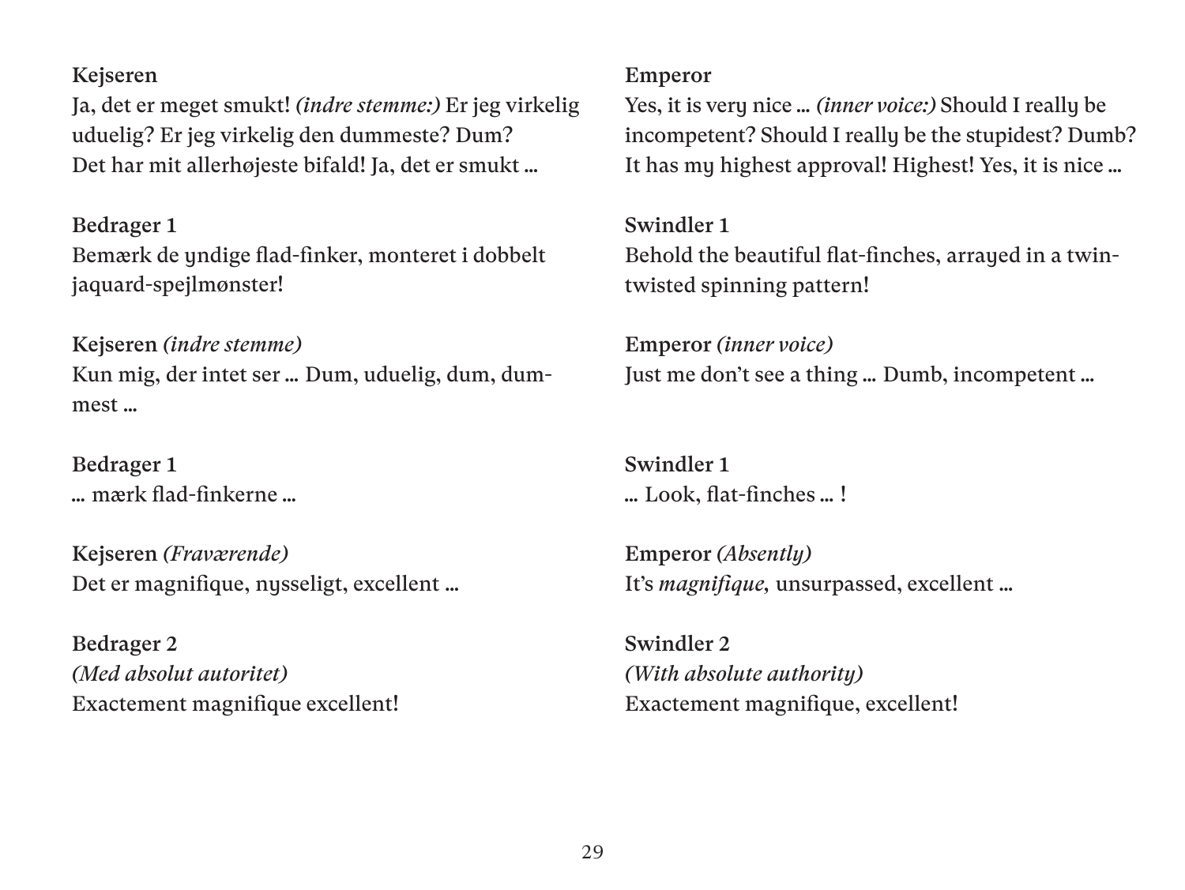**Kejseren**
Ja, det er meget smukt! *(indre stemme:)* Er jeg virkelig uduelig? Er jeg virkelig den dummeste? Dum? Det har mit allerhøjeste bifald! Ja, det er smukt …

**Bedrager 1**
Bemærk de yndige flad-finker, monteret i dobbelt jaquard-spejlmønster!

**Kejseren** *(indre stemme)*
Kun mig, der intet ser … Dum, uduelig, dum, dummest …

**Bedrager 1**
… mærk flad-finkerne …

**Kejseren** *(Fraværende)*
Det er magnifique, nysseligt, excellent …

**Bedrager 2**
*(Med absolut autoritet)*
Exactement magnifique excellent!

**Emperor**
Yes, it is very nice … *(inner voice:)* Should I really be incompetent? Should I really be the stupidest? Dumb? It has my highest approval! Highest! Yes, it is nice …

**Swindler 1**
Behold the beautiful flat-finches, arrayed in a twin-twisted spinning pattern!

**Emperor** *(inner voice)*
Just me don't see a thing … Dumb, incompetent …

**Swindler 1**
… Look, flat-finches … !

**Emperor** *(Absently)*
It's *magnifique,* unsurpassed, excellent …

**Swindler 2**
*(With absolute authority)*
Exactement magnifique, excellent!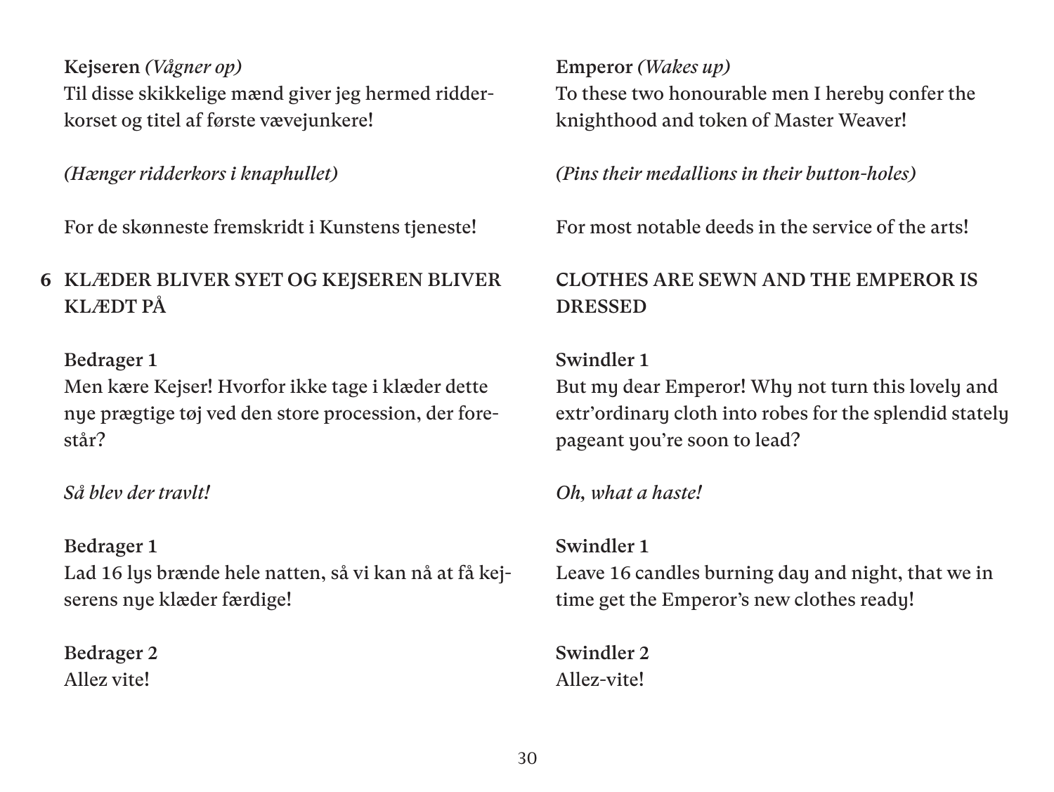**Kejseren** *(Vågner op)*
Til disse skikkelige mænd giver jeg hermed ridderkorset og titel af første vævejunkere!

*(Hænger ridderkors i knaphullet)*

For de skønneste fremskridt i Kunstens tjeneste!

## 6 KLÆDER BLIVER SYET OG KEJSEREN BLIVER KLÆDT PÅ

**Bedrager 1**
Men kære Kejser! Hvorfor ikke tage i klæder dette nye prægtige tøj ved den store procession, der forestår?

*Så blev der travlt!*

**Bedrager 1**
Lad 16 lys brænde hele natten, så vi kan nå at få kejserens nye klæder færdige!

**Bedrager 2**
Allez vite!

**Emperor** *(Wakes up)*
To these two honourable men I hereby confer the knighthood and token of Master Weaver!

*(Pins their medallions in their button-holes)*

For most notable deeds in the service of the arts!

## CLOTHES ARE SEWN AND THE EMPEROR IS DRESSED

**Swindler 1**
But my dear Emperor! Why not turn this lovely and extr'ordinary cloth into robes for the splendid stately pageant you're soon to lead?

*Oh, what a haste!*

**Swindler 1**
Leave 16 candles burning day and night, that we in time get the Emperor's new clothes ready!

**Swindler 2**
Allez-vite!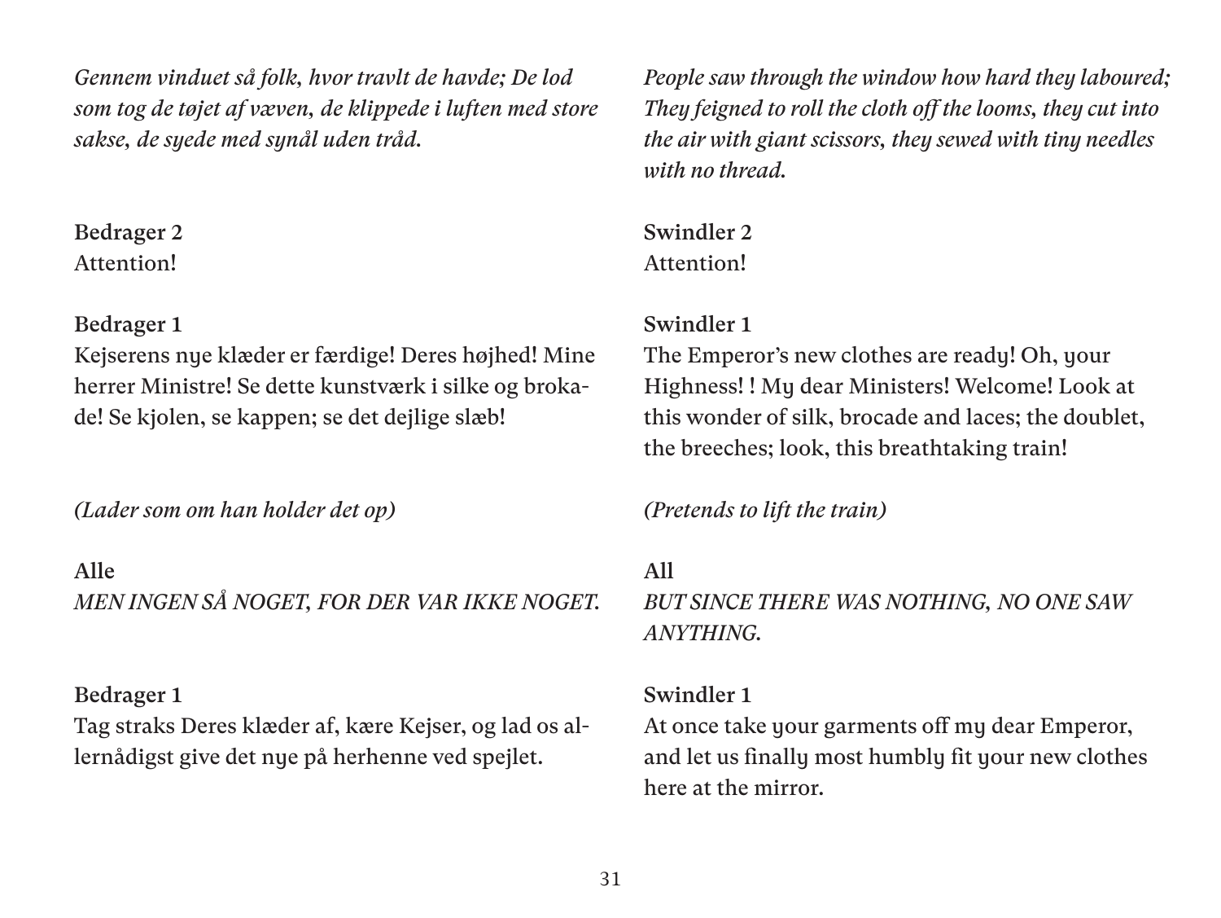*Gennem vinduet så folk, hvor travlt de havde; De lod som tog de tøjet af væven, de klippede i luften med store sakse, de syede med synål uden tråd.*

**Bedrager 2**
Attention!

**Bedrager 1**
Kejserens nye klæder er færdige! Deres højhed! Mine herrer Ministre! Se dette kunstværk i silke og brokade! Se kjolen, se kappen; se det dejlige slæb!

*(Lader som om han holder det op)*

**Alle**
*MEN INGEN SÅ NOGET, FOR DER VAR IKKE NOGET.*

**Bedrager 1**
Tag straks Deres klæder af, kære Kejser, og lad os allernådigst give det nye på herhenne ved spejlet.

*People saw through the window how hard they laboured; They feigned to roll the cloth off the looms, they cut into the air with giant scissors, they sewed with tiny needles with no thread.*

**Swindler 2**
Attention!

**Swindler 1**
The Emperor's new clothes are ready! Oh, your Highness! ! My dear Ministers! Welcome! Look at this wonder of silk, brocade and laces; the doublet, the breeches; look, this breathtaking train!

*(Pretends to lift the train)*

**All**
*BUT SINCE THERE WAS NOTHING, NO ONE SAW ANYTHING.*

**Swindler 1**
At once take your garments off my dear Emperor, and let us finally most humbly fit your new clothes here at the mirror.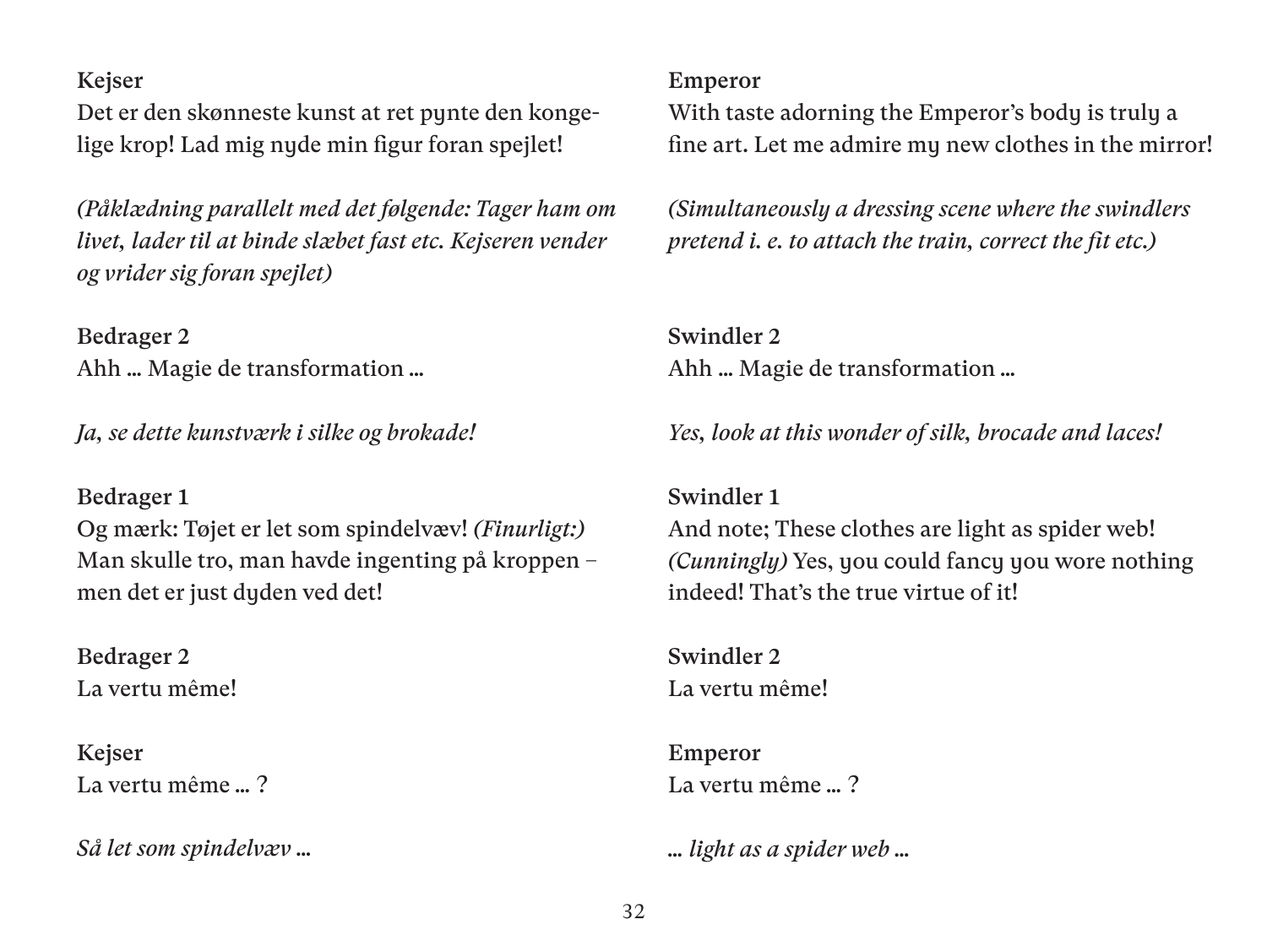**Kejser**
Det er den skønneste kunst at ret pynte den kongelige krop! Lad mig nyde min figur foran spejlet!

*(Påklædning parallelt med det følgende: Tager ham om livet, lader til at binde slæbet fast etc. Kejseren vender og vrider sig foran spejlet)*

**Bedrager 2**
Ahh … Magie de transformation …

*Ja, se dette kunstværk i silke og brokade!*

**Bedrager 1**
Og mærk: Tøjet er let som spindelvæv! *(Finurligt:)* Man skulle tro, man havde ingenting på kroppen – men det er just dyden ved det!

**Bedrager 2**
La vertu même!

**Kejser**
La vertu même … ?

*Så let som spindelvæv …*

**Emperor**
With taste adorning the Emperor's body is truly a fine art. Let me admire my new clothes in the mirror!

*(Simultaneously a dressing scene where the swindlers pretend i. e. to attach the train, correct the fit etc.)*

**Swindler 2**
Ahh … Magie de transformation …

*Yes, look at this wonder of silk, brocade and laces!*

**Swindler 1**
And note; These clothes are light as spider web! *(Cunningly)* Yes, you could fancy you wore nothing indeed! That's the true virtue of it!

**Swindler 2**
La vertu même!

**Emperor**
La vertu même … ?

*… light as a spider web …*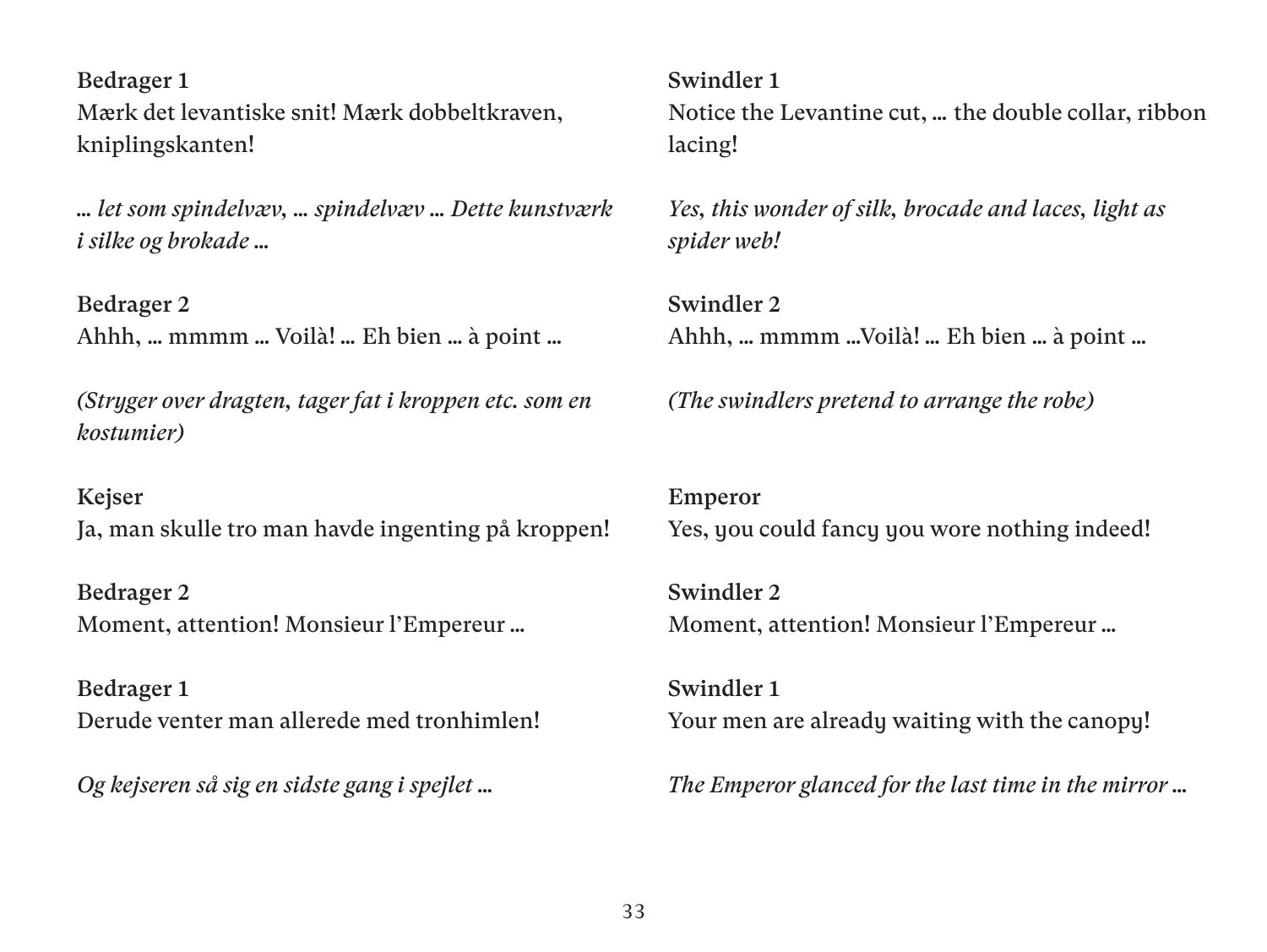**Bedrager 1**
Mærk det levantiske snit! Mærk dobbeltkraven, kniplingskanten!

*… let som spindelvæv, … spindelvæv … Dette kunstværk i silke og brokade …*

**Bedrager 2**
Ahhh, … mmmm … Voilà! … Eh bien … à point …

*(Stryger over dragten, tager fat i kroppen etc. som en kostumier)*

**Kejser**
Ja, man skulle tro man havde ingenting på kroppen!

**Bedrager 2**
Moment, attention! Monsieur l'Empereur …

**Bedrager 1**
Derude venter man allerede med tronhimlen!

*Og kejseren så sig en sidste gang i spejlet …*

**Swindler 1**
Notice the Levantine cut, … the double collar, ribbon lacing!

*Yes, this wonder of silk, brocade and laces, light as spider web!*

**Swindler 2**
Ahhh, … mmmm …Voilà! … Eh bien … à point …

*(The swindlers pretend to arrange the robe)*

**Emperor**
Yes, you could fancy you wore nothing indeed!

**Swindler 2**
Moment, attention! Monsieur l'Empereur …

**Swindler 1**
Your men are already waiting with the canopy!

*The Emperor glanced for the last time in the mirror …*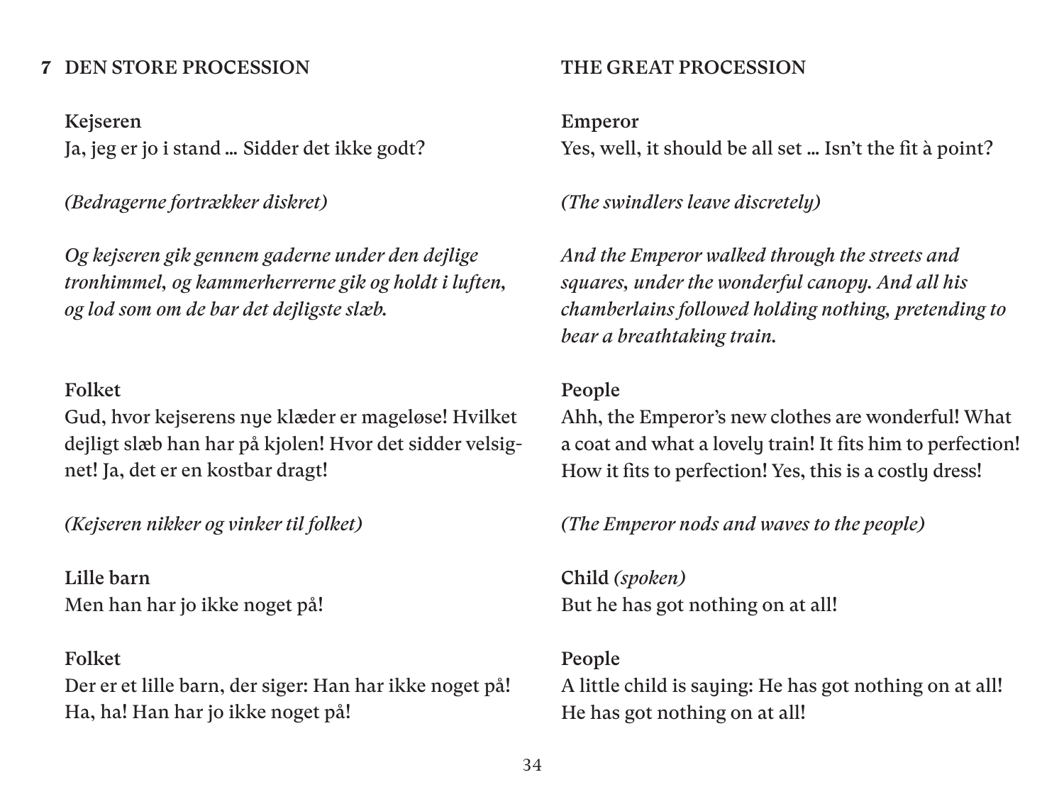## 7 DEN STORE PROCESSION

**Kejseren**
Ja, jeg er jo i stand … Sidder det ikke godt?

*(Bedragerne fortrækker diskret)*

*Og kejseren gik gennem gaderne under den dejlige tronhimmel, og kammerherrerne gik og holdt i luften, og lod som om de bar det dejligste slæb.*

**Folket**
Gud, hvor kejserens nye klæder er mageløse! Hvilket dejligt slæb han har på kjolen! Hvor det sidder velsignet! Ja, det er en kostbar dragt!

*(Kejseren nikker og vinker til folket)*

**Lille barn**
Men han har jo ikke noget på!

**Folket**
Der er et lille barn, der siger: Han har ikke noget på! Ha, ha! Han har jo ikke noget på!

## THE GREAT PROCESSION

**Emperor**
Yes, well, it should be all set … Isn't the fit à point?

*(The swindlers leave discretely)*

*And the Emperor walked through the streets and squares, under the wonderful canopy. And all his chamberlains followed holding nothing, pretending to bear a breathtaking train.*

**People**
Ahh, the Emperor's new clothes are wonderful! What a coat and what a lovely train! It fits him to perfection! How it fits to perfection! Yes, this is a costly dress!

*(The Emperor nods and waves to the people)*

**Child** *(spoken)*
But he has got nothing on at all!

**People**
A little child is saying: He has got nothing on at all! He has got nothing on at all!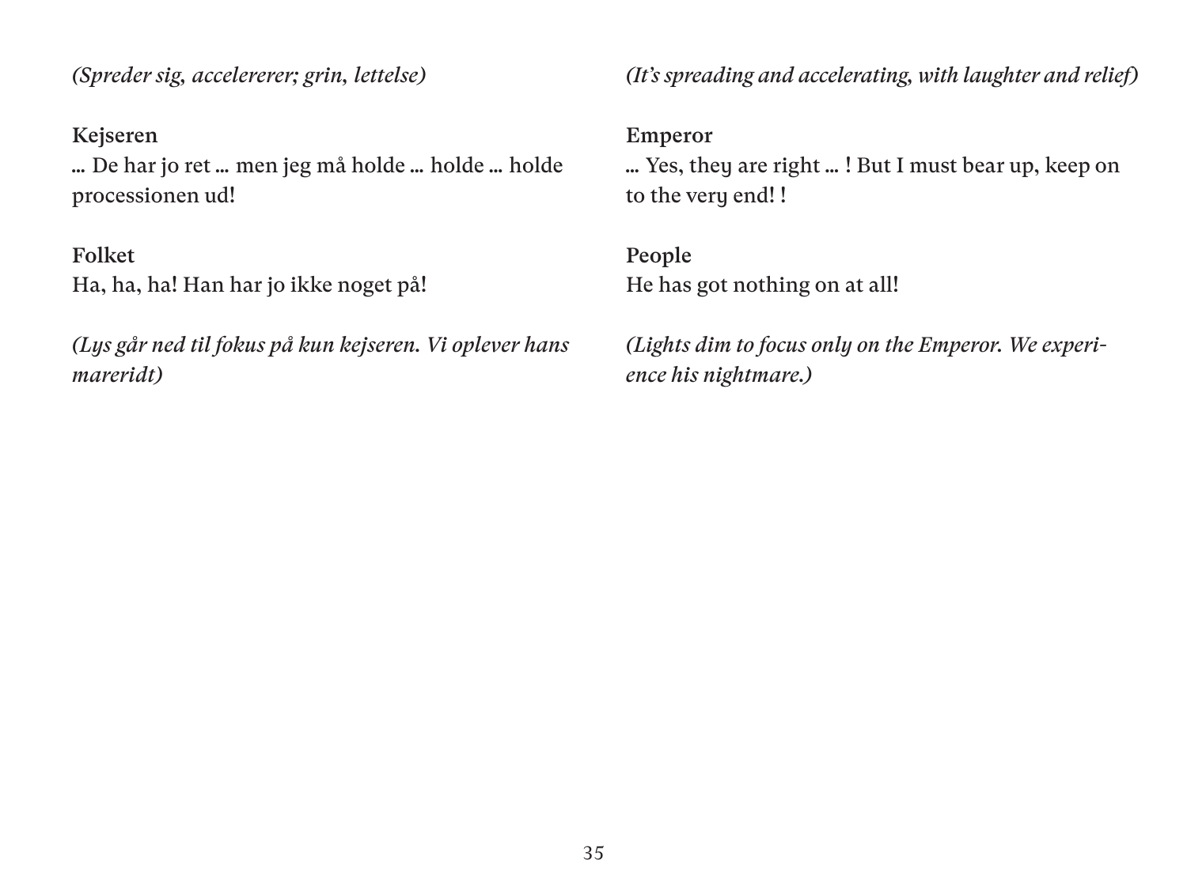*(Spreder sig, accelererer; grin, lettelse)*

**Kejseren**
… De har jo ret … men jeg må holde … holde … holde processionen ud!

**Folket**
Ha, ha, ha! Han har jo ikke noget på!

*(Lys går ned til fokus på kun kejseren. Vi oplever hans mareridt)*

*(It's spreading and accelerating, with laughter and relief)*

**Emperor**
… Yes, they are right … ! But I must bear up, keep on to the very end! !

**People**
He has got nothing on at all!

*(Lights dim to focus only on the Emperor. We experience his nightmare.)*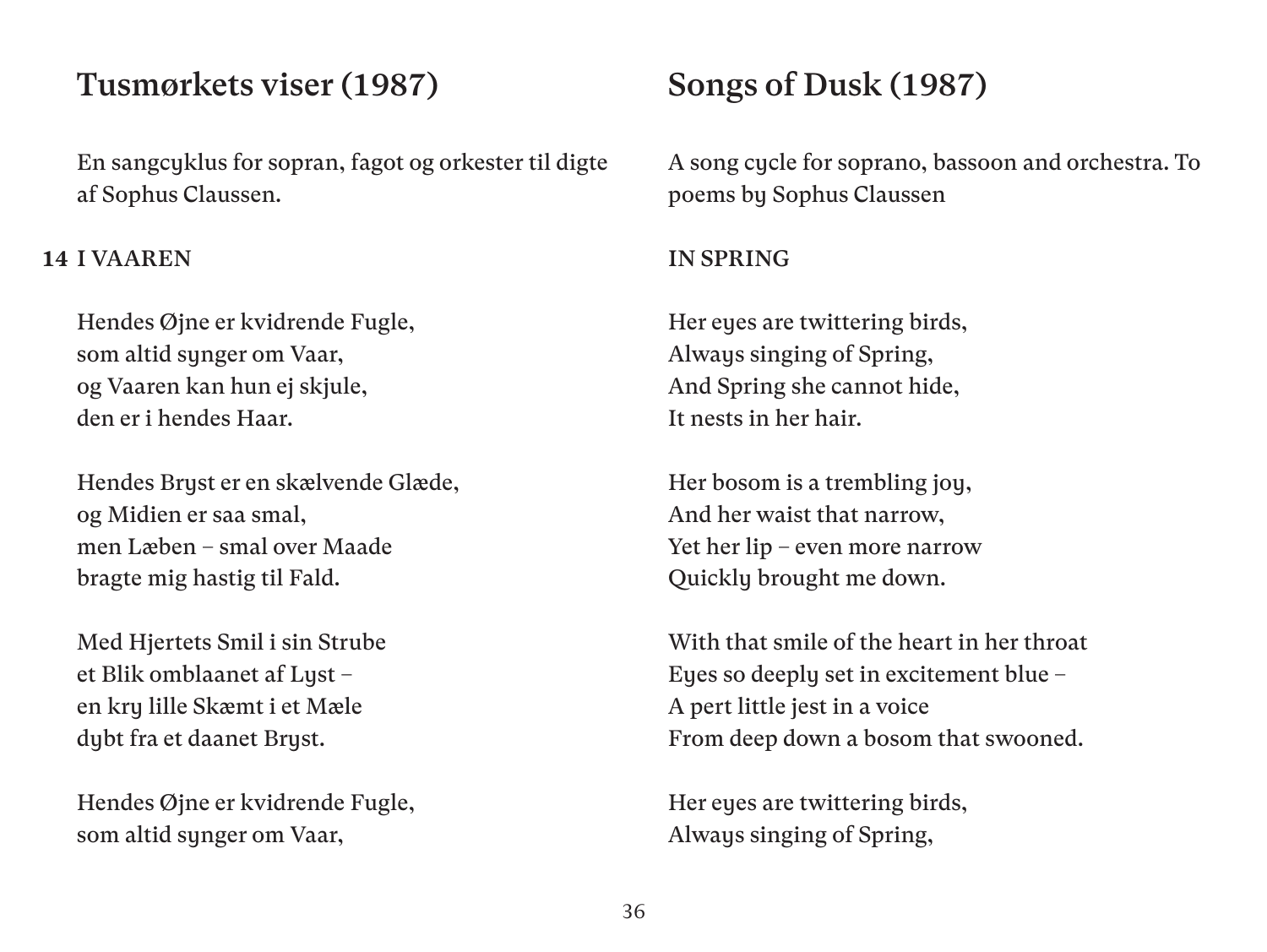## Tusmørkets viser (1987)

En sangcyklus for sopran, fagot og orkester til digte af Sophus Claussen.

**14 I VAAREN**

Hendes Øjne er kvidrende Fugle,
som altid synger om Vaar,
og Vaaren kan hun ej skjule,
den er i hendes Haar.

Hendes Bryst er en skælvende Glæde,
og Midien er saa smal,
men Læben – smal over Maade
bragte mig hastig til Fald.

Med Hjertets Smil i sin Strube
et Blik omblaanet af Lyst –
en kry lille Skæmt i et Mæle
dybt fra et daanet Bryst.

Hendes Øjne er kvidrende Fugle,
som altid synger om Vaar,

## Songs of Dusk (1987)

A song cycle for soprano, bassoon and orchestra. To poems by Sophus Claussen

**IN SPRING**

Her eyes are twittering birds,
Always singing of Spring,
And Spring she cannot hide,
It nests in her hair.

Her bosom is a trembling joy,
And her waist that narrow,
Yet her lip – even more narrow
Quickly brought me down.

With that smile of the heart in her throat
Eyes so deeply set in excitement blue –
A pert little jest in a voice
From deep down a bosom that swooned.

Her eyes are twittering birds,
Always singing of Spring,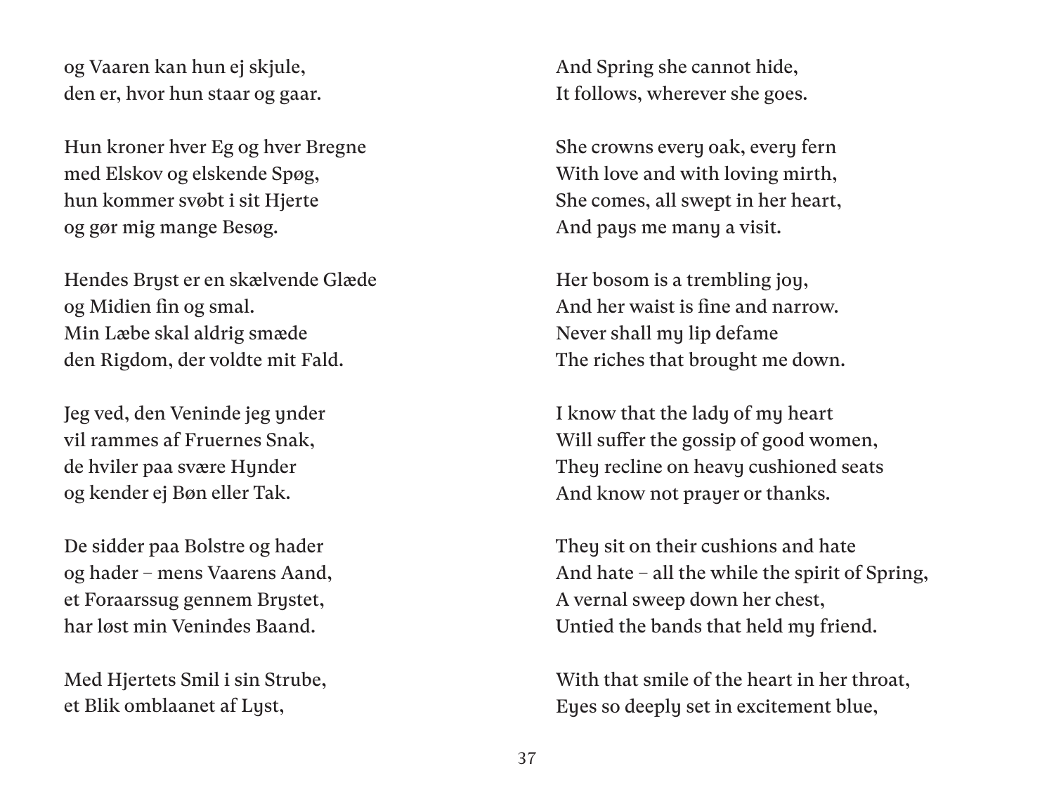og Vaaren kan hun ej skjule,
den er, hvor hun staar og gaar.

Hun kroner hver Eg og hver Bregne
med Elskov og elskende Spøg,
hun kommer svøbt i sit Hjerte
og gør mig mange Besøg.

Hendes Bryst er en skælvende Glæde
og Midien fin og smal.
Min Læbe skal aldrig smæde
den Rigdom, der voldte mit Fald.

Jeg ved, den Veninde jeg ynder
vil rammes af Fruernes Snak,
de hviler paa svære Hynder
og kender ej Bøn eller Tak.

De sidder paa Bolstre og hader
og hader – mens Vaarens Aand,
et Foraarssug gennem Brystet,
har løst min Venindes Baand.

Med Hjertets Smil i sin Strube,
et Blik omblaanet af Lyst,

And Spring she cannot hide,
It follows, wherever she goes.

She crowns every oak, every fern
With love and with loving mirth,
She comes, all swept in her heart,
And pays me many a visit.

Her bosom is a trembling joy,
And her waist is fine and narrow.
Never shall my lip defame
The riches that brought me down.

I know that the lady of my heart
Will suffer the gossip of good women,
They recline on heavy cushioned seats
And know not prayer or thanks.

They sit on their cushions and hate
And hate – all the while the spirit of Spring,
A vernal sweep down her chest,
Untied the bands that held my friend.

With that smile of the heart in her throat,
Eyes so deeply set in excitement blue,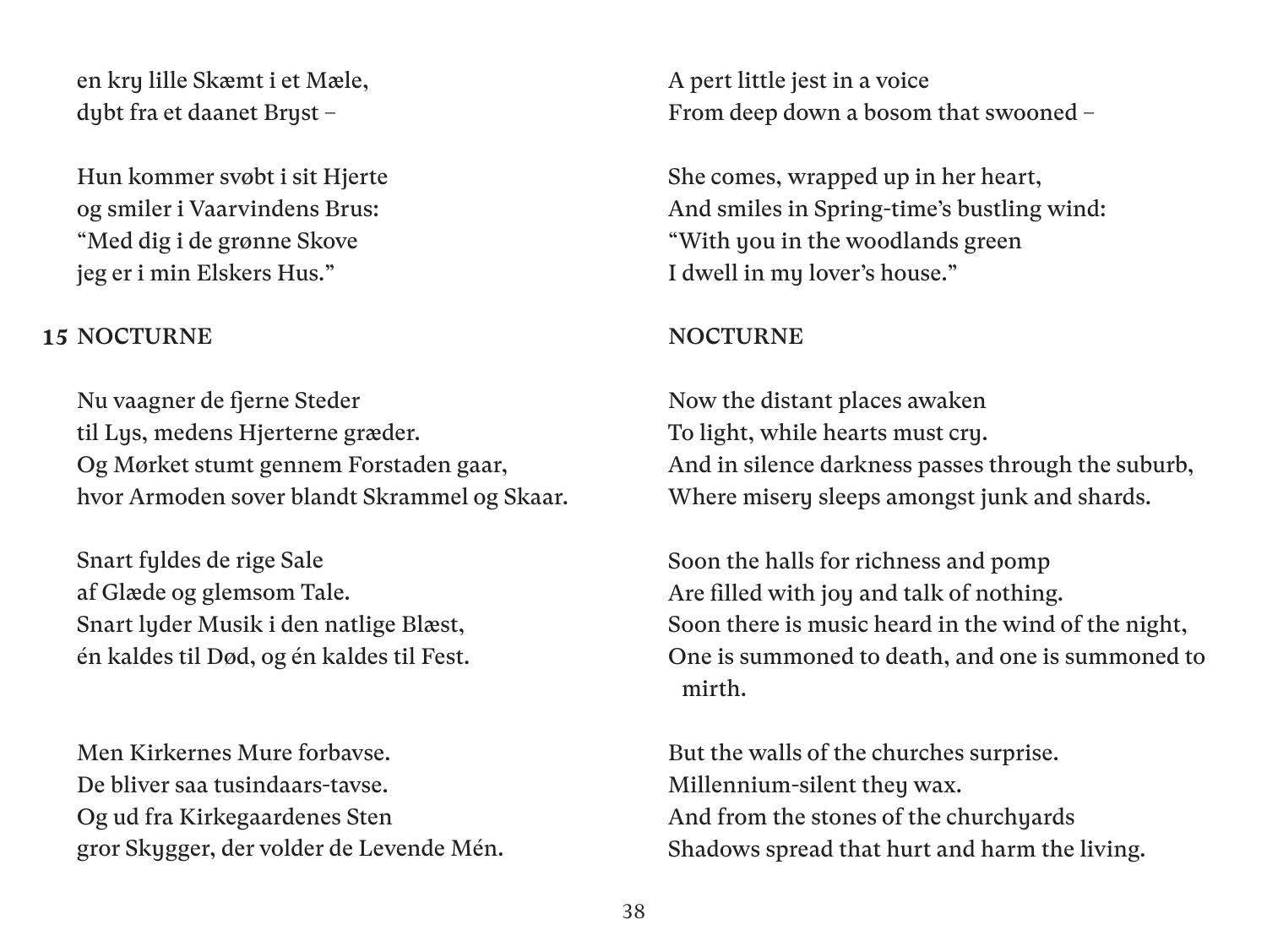en kry lille Skæmt i et Mæle,
dybt fra et daanet Bryst –

Hun kommer svøbt i sit Hjerte
og smiler i Vaarvindens Brus:
"Med dig i de grønne Skove
jeg er i min Elskers Hus."

## 15 NOCTURNE

Nu vaagner de fjerne Steder
til Lys, medens Hjerterne græder.
Og Mørket stumt gennem Forstaden gaar,
hvor Armoden sover blandt Skrammel og Skaar.

Snart fyldes de rige Sale
af Glæde og glemsom Tale.
Snart lyder Musik i den natlige Blæst,
én kaldes til Død, og én kaldes til Fest.

Men Kirkernes Mure forbavse.
De bliver saa tusindaars-tavse.
Og ud fra Kirkegaardenes Sten
gror Skygger, der volder de Levende Mén.

A pert little jest in a voice
From deep down a bosom that swooned –

She comes, wrapped up in her heart,
And smiles in Spring-time's bustling wind:
"With you in the woodlands green
I dwell in my lover's house."

## NOCTURNE

Now the distant places awaken
To light, while hearts must cry.
And in silence darkness passes through the suburb,
Where misery sleeps amongst junk and shards.

Soon the halls for richness and pomp
Are filled with joy and talk of nothing.
Soon there is music heard in the wind of the night,
One is summoned to death, and one is summoned to mirth.

But the walls of the churches surprise.
Millennium-silent they wax.
And from the stones of the churchyards
Shadows spread that hurt and harm the living.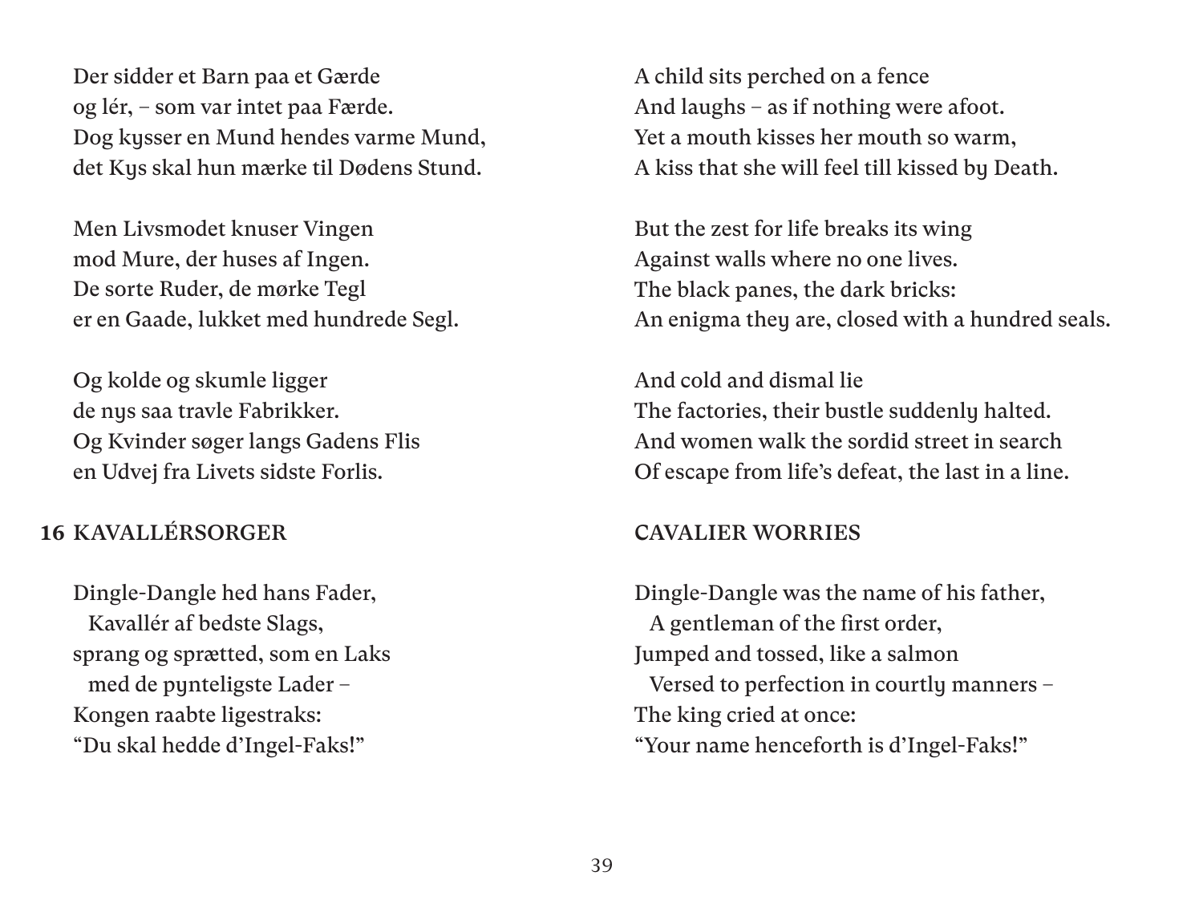Der sidder et Barn paa et Gærde
og lér, – som var intet paa Færde.
Dog kysser en Mund hendes varme Mund,
det Kys skal hun mærke til Dødens Stund.

Men Livsmodet knuser Vingen
mod Mure, der huses af Ingen.
De sorte Ruder, de mørke Tegl
er en Gaade, lukket med hundrede Segl.

Og kolde og skumle ligger
de nys saa travle Fabrikker.
Og Kvinder søger langs Gadens Flis
en Udvej fra Livets sidste Forlis.

A child sits perched on a fence
And laughs – as if nothing were afoot.
Yet a mouth kisses her mouth so warm,
A kiss that she will feel till kissed by Death.

But the zest for life breaks its wing
Against walls where no one lives.
The black panes, the dark bricks:
An enigma they are, closed with a hundred seals.

And cold and dismal lie
The factories, their bustle suddenly halted.
And women walk the sordid street in search
Of escape from life's defeat, the last in a line.

## 16 KAVALLÉRSORGER

Dingle-Dangle hed hans Fader,
  Kavallér af bedste Slags,
sprang og sprætted, som en Laks
  med de pynteligste Lader –
Kongen raabte ligestraks:
"Du skal hedde d'Ingel-Faks!"

## CAVALIER WORRIES

Dingle-Dangle was the name of his father,
  A gentleman of the first order,
Jumped and tossed, like a salmon
  Versed to perfection in courtly manners –
The king cried at once:
"Your name henceforth is d'Ingel-Faks!"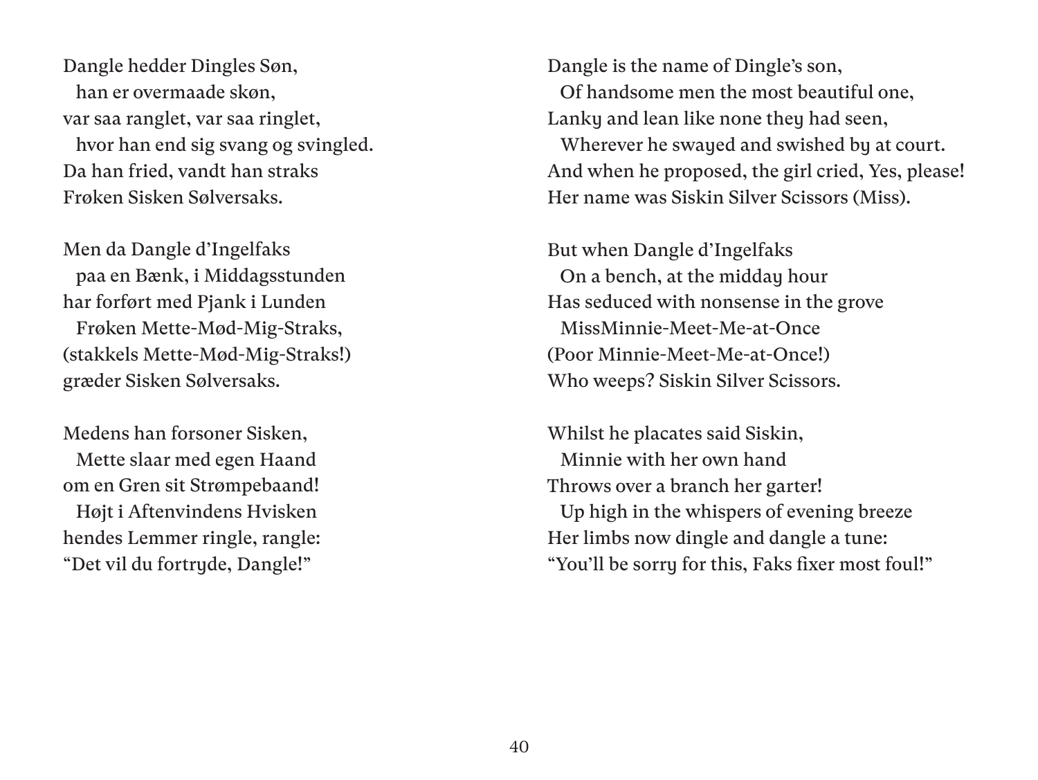Dangle hedder Dingles Søn,
  han er overmaade skøn,
var saa ranglet, var saa ringlet,
  hvor han end sig svang og svingled.
Da han fried, vandt han straks
Frøken Sisken Sølversaks.

Men da Dangle d'Ingelfaks
  paa en Bænk, i Middagsstunden
har forført med Pjank i Lunden
  Frøken Mette-Mød-Mig-Straks,
(stakkels Mette-Mød-Mig-Straks!)
græder Sisken Sølversaks.

Medens han forsoner Sisken,
  Mette slaar med egen Haand
om en Gren sit Strømpebaand!
  Højt i Aftenvindens Hvisken
hendes Lemmer ringle, rangle:
"Det vil du fortryde, Dangle!"

Dangle is the name of Dingle's son,
  Of handsome men the most beautiful one,
Lanky and lean like none they had seen,
  Wherever he swayed and swished by at court.
And when he proposed, the girl cried, Yes, please!
Her name was Siskin Silver Scissors (Miss).

But when Dangle d'Ingelfaks
  On a bench, at the midday hour
Has seduced with nonsense in the grove
  MissMinnie-Meet-Me-at-Once
(Poor Minnie-Meet-Me-at-Once!)
Who weeps? Siskin Silver Scissors.

Whilst he placates said Siskin,
  Minnie with her own hand
Throws over a branch her garter!
  Up high in the whispers of evening breeze
Her limbs now dingle and dangle a tune:
"You'll be sorry for this, Faks fixer most foul!"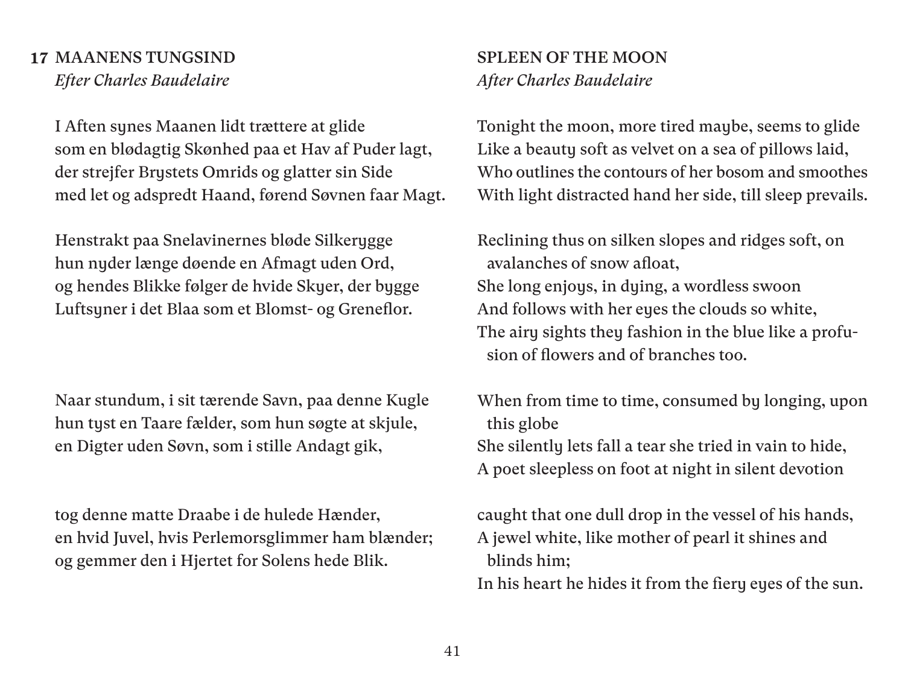## 17 MAANENS TUNGSIND

*Efter Charles Baudelaire*

I Aften synes Maanen lidt trættere at glide
som en blødagtig Skønhed paa et Hav af Puder lagt,
der strejfer Brystets Omrids og glatter sin Side
med let og adspredt Haand, førend Søvnen faar Magt.

Henstrakt paa Snelavinernes bløde Silkerygge
hun nyder længe døende en Afmagt uden Ord,
og hendes Blikke følger de hvide Skyer, der bygge
Luftsyner i det Blaa som et Blomst- og Greneflor.

Naar stundum, i sit tærende Savn, paa denne Kugle
hun tyst en Taare fælder, som hun søgte at skjule,
en Digter uden Søvn, som i stille Andagt gik,

tog denne matte Draabe i de hulede Hænder,
en hvid Juvel, hvis Perlemorsglimmer ham blænder;
og gemmer den i Hjertet for Solens hede Blik.

## SPLEEN OF THE MOON

*After Charles Baudelaire*

Tonight the moon, more tired maybe, seems to glide
Like a beauty soft as velvet on a sea of pillows laid,
Who outlines the contours of her bosom and smoothes
With light distracted hand her side, till sleep prevails.

Reclining thus on silken slopes and ridges soft, on avalanches of snow afloat,
She long enjoys, in dying, a wordless swoon
And follows with her eyes the clouds so white,
The airy sights they fashion in the blue like a profusion of flowers and of branches too.

When from time to time, consumed by longing, upon this globe
She silently lets fall a tear she tried in vain to hide,
A poet sleepless on foot at night in silent devotion

caught that one dull drop in the vessel of his hands,
A jewel white, like mother of pearl it shines and blinds him;
In his heart he hides it from the fiery eyes of the sun.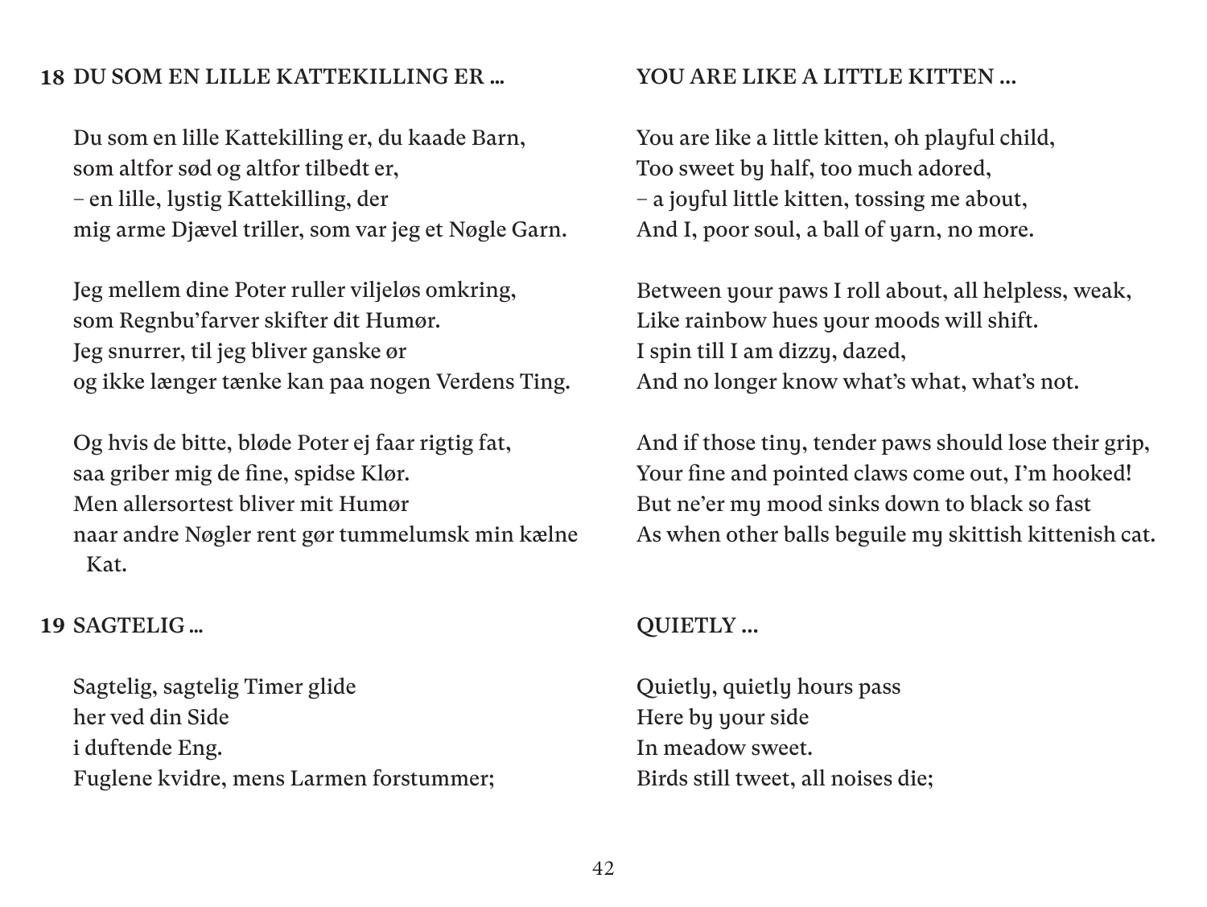### 18 DU SOM EN LILLE KATTEKILLING ER …

Du som en lille Kattekilling er, du kaade Barn,
som altfor sød og altfor tilbedt er,
– en lille, lystig Kattekilling, der
mig arme Djævel triller, som var jeg et Nøgle Garn.

Jeg mellem dine Poter ruller viljeløs omkring,
som Regnbu'farver skifter dit Humør.
Jeg snurrer, til jeg bliver ganske ør
og ikke længer tænke kan paa nogen Verdens Ting.

Og hvis de bitte, bløde Poter ej faar rigtig fat,
saa griber mig de fine, spidse Klør.
Men allersortest bliver mit Humør
naar andre Nøgler rent gør tummelumsk min kælne Kat.

### YOU ARE LIKE A LITTLE KITTEN …

You are like a little kitten, oh playful child,
Too sweet by half, too much adored,
– a joyful little kitten, tossing me about,
And I, poor soul, a ball of yarn, no more.

Between your paws I roll about, all helpless, weak,
Like rainbow hues your moods will shift.
I spin till I am dizzy, dazed,
And no longer know what's what, what's not.

And if those tiny, tender paws should lose their grip,
Your fine and pointed claws come out, I'm hooked!
But ne'er my mood sinks down to black so fast
As when other balls beguile my skittish kittenish cat.

### 19 SAGTELIG …

Sagtelig, sagtelig Timer glide
her ved din Side
i duftende Eng.
Fuglene kvidre, mens Larmen forstummer;

### QUIETLY …

Quietly, quietly hours pass
Here by your side
In meadow sweet.
Birds still tweet, all noises die;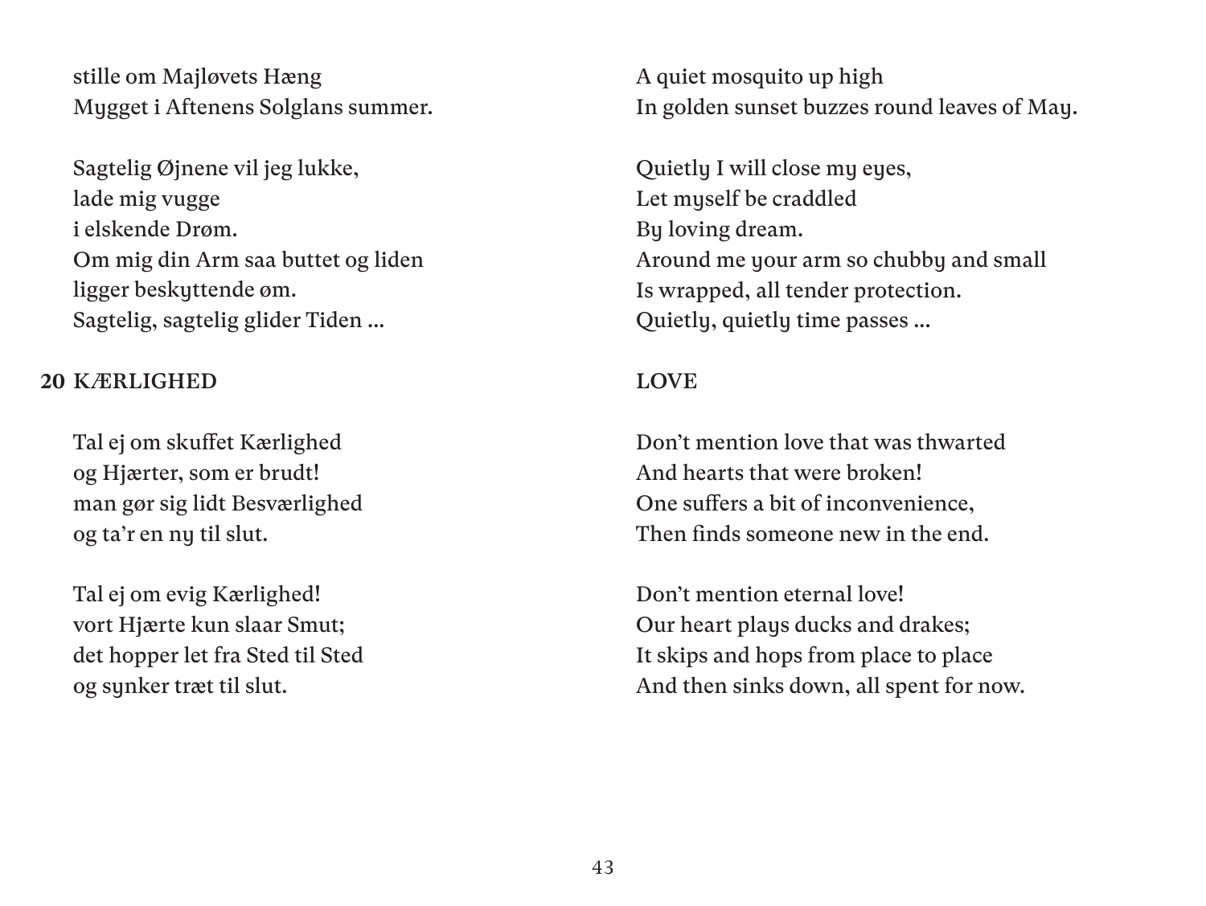stille om Majløvets Hæng
Mygget i Aftenens Solglans summer.

Sagtelig Øjnene vil jeg lukke,
lade mig vugge
i elskende Drøm.
Om mig din Arm saa buttet og liden
ligger beskyttende øm.
Sagtelig, sagtelig glider Tiden ...

A quiet mosquito up high
In golden sunset buzzes round leaves of May.

Quietly I will close my eyes,
Let myself be craddled
By loving dream.
Around me your arm so chubby and small
Is wrapped, all tender protection.
Quietly, quietly time passes ...

## 20 KÆRLIGHED

Tal ej om skuffet Kærlighed
og Hjærter, som er brudt!
man gør sig lidt Besværlighed
og ta'r en ny til slut.

Tal ej om evig Kærlighed!
vort Hjærte kun slaar Smut;
det hopper let fra Sted til Sted
og synker træt til slut.

## LOVE

Don't mention love that was thwarted
And hearts that were broken!
One suffers a bit of inconvenience,
Then finds someone new in the end.

Don't mention eternal love!
Our heart plays ducks and drakes;
It skips and hops from place to place
And then sinks down, all spent for now.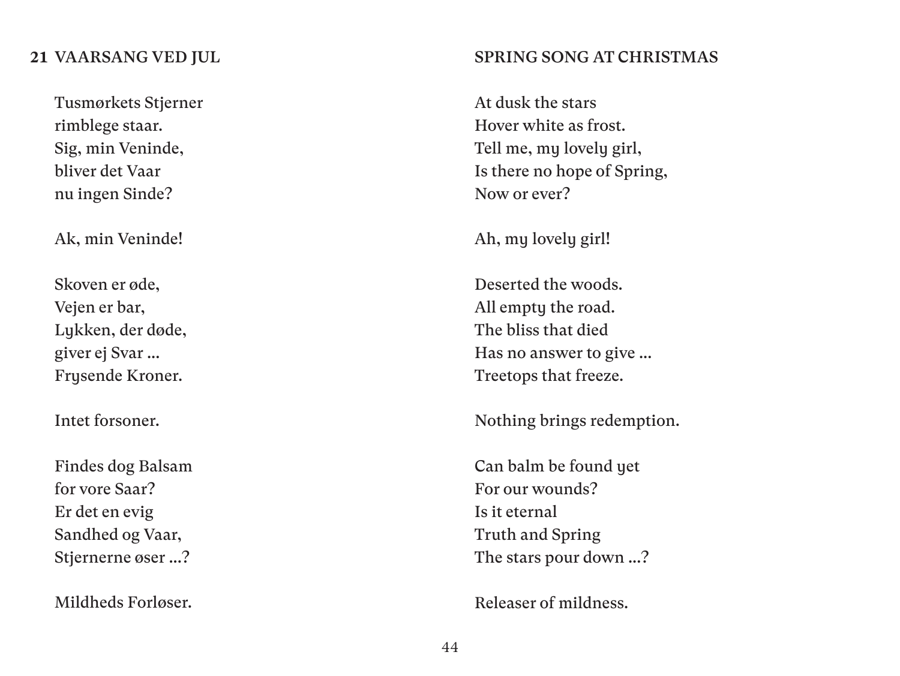## 21 VAARSANG VED JUL

Tusmørkets Stjerner
rimblege staar.
Sig, min Veninde,
bliver det Vaar
nu ingen Sinde?

Ak, min Veninde!

Skoven er øde,
Vejen er bar,
Lykken, der døde,
giver ej Svar …
Frysende Kroner.

Intet forsoner.

Findes dog Balsam
for vore Saar?
Er det en evig
Sandhed og Vaar,
Stjernerne øser …?

Mildheds Forløser.

## SPRING SONG AT CHRISTMAS

At dusk the stars
Hover white as frost.
Tell me, my lovely girl,
Is there no hope of Spring,
Now or ever?

Ah, my lovely girl!

Deserted the woods.
All empty the road.
The bliss that died
Has no answer to give …
Treetops that freeze.

Nothing brings redemption.

Can balm be found yet
For our wounds?
Is it eternal
Truth and Spring
The stars pour down …?

Releaser of mildness.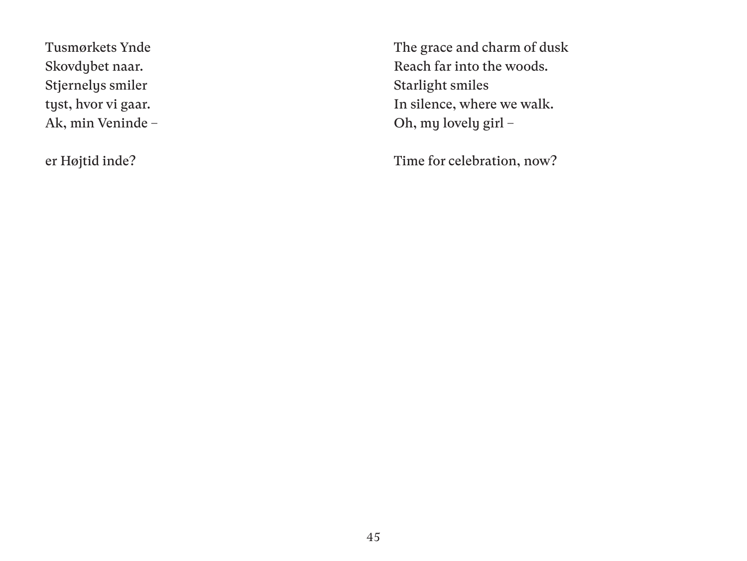Tusmørkets Ynde
Skovdybet naar.
Stjernelys smiler
tyst, hvor vi gaar.
Ak, min Veninde –

er Højtid inde?

The grace and charm of dusk
Reach far into the woods.
Starlight smiles
In silence, where we walk.
Oh, my lovely girl –

Time for celebration, now?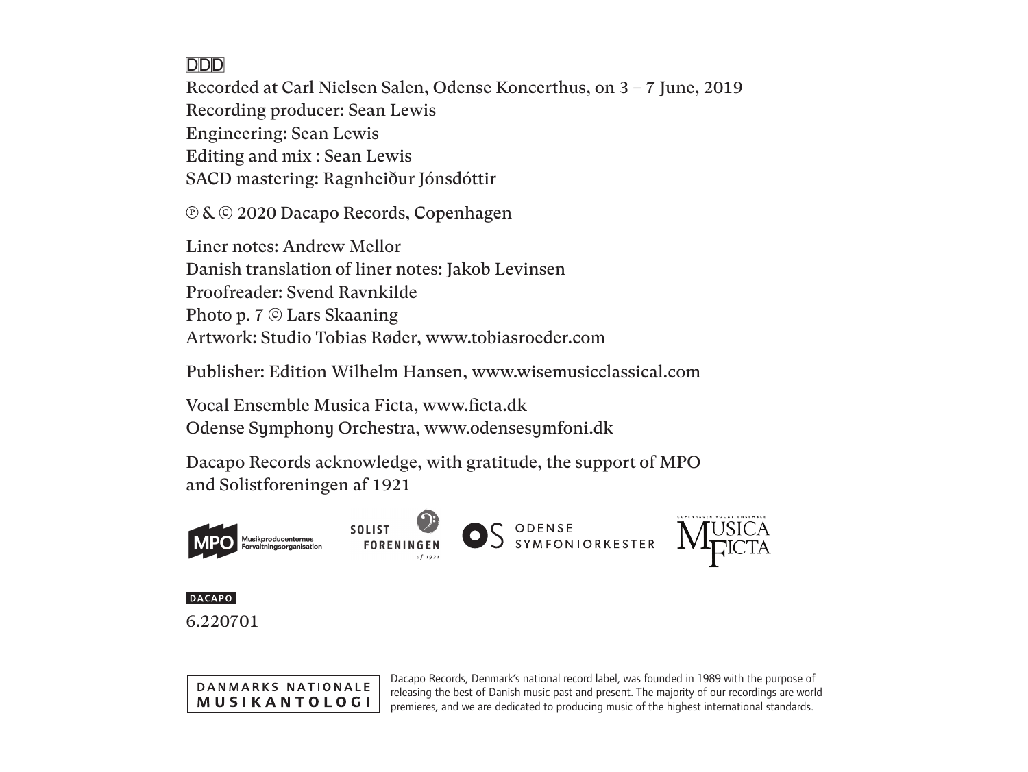DDD

Recorded at Carl Nielsen Salen, Odense Koncerthus, on 3 – 7 June, 2019
Recording producer: Sean Lewis
Engineering: Sean Lewis
Editing and mix : Sean Lewis
SACD mastering: Ragnheiður Jónsdóttir

℗ & © 2020 Dacapo Records, Copenhagen

Liner notes: Andrew Mellor
Danish translation of liner notes: Jakob Levinsen
Proofreader: Svend Ravnkilde
Photo p. 7 © Lars Skaaning
Artwork: Studio Tobias Røder, www.tobiasroeder.com

Publisher: Edition Wilhelm Hansen, www.wisemusicclassical.com

Vocal Ensemble Musica Ficta, www.ficta.dk
Odense Symphony Orchestra, www.odensesymfoni.dk

Dacapo Records acknowledge, with gratitude, the support of MPO and Solistforeningen af 1921

MPO Musikproducenternes Forvaltningsorganisation

SOLIST FORENINGEN af 1921

OS ODENSE SYMFONIORKESTER

COPENHAGEN VOCAL ENSEMBLE MUSICA FICTA

DACAPO

6.220701

DANMARKS NATIONALE MUSIKANTOLOGI

Dacapo Records, Denmark's national record label, was founded in 1989 with the purpose of releasing the best of Danish music past and present. The majority of our recordings are world premieres, and we are dedicated to producing music of the highest international standards.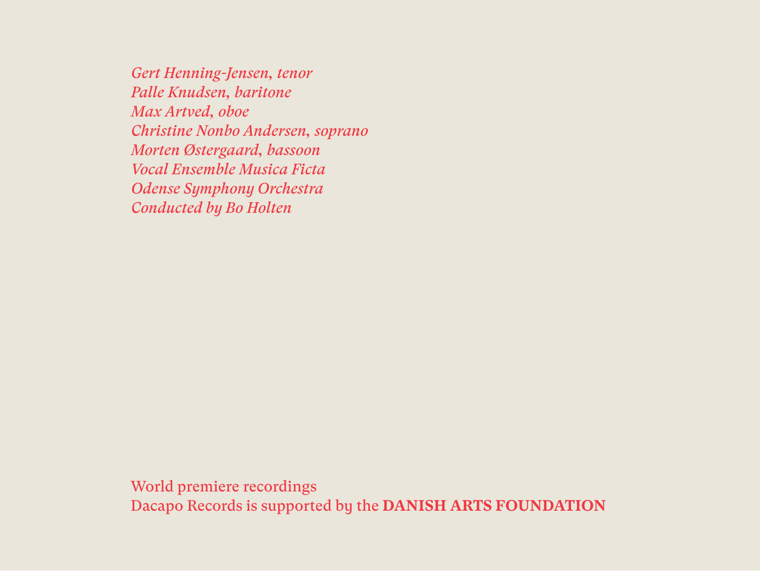*Gert Henning-Jensen, tenor*
*Palle Knudsen, baritone*
*Max Artved, oboe*
*Christine Nonbo Andersen, soprano*
*Morten Østergaard, bassoon*
*Vocal Ensemble Musica Ficta*
*Odense Symphony Orchestra*
*Conducted by Bo Holten*

World premiere recordings
Dacapo Records is supported by the **DANISH ARTS FOUNDATION**